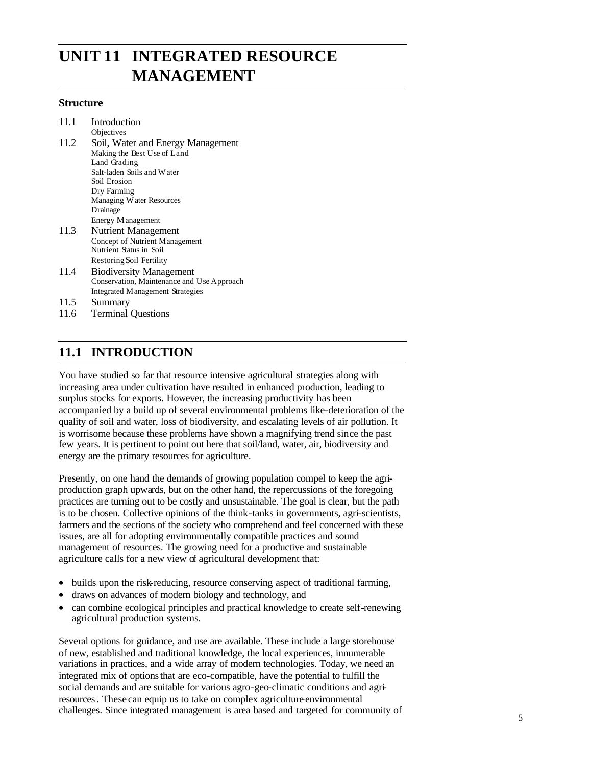# UNIT 11 INTEGRATED RESOURCE MANAGEMENT

**Structure**

11.1 Introduction
 Objectives

11.2 Soil, Water and Energy Management
 Making the Best Use of Land
 Land Grading
 Salt-laden Soils and Water
 Soil Erosion
 Dry Farming
 Managing Water Resources
 Drainage
 Energy Management

11.3 Nutrient Management
 Concept of Nutrient Management
 Nutrient Status in Soil
 Restoring Soil Fertility

11.4 Biodiversity Management
 Conservation, Maintenance and Use Approach
 Integrated Management Strategies

11.5 Summary

11.6 Terminal Questions

## 11.1 INTRODUCTION

You have studied so far that resource intensive agricultural strategies along with increasing area under cultivation have resulted in enhanced production, leading to surplus stocks for exports. However, the increasing productivity has been accompanied by a build up of several environmental problems like-deterioration of the quality of soil and water, loss of biodiversity, and escalating levels of air pollution. It is worrisome because these problems have shown a magnifying trend since the past few years. It is pertinent to point out here that soil/land, water, air, biodiversity and energy are the primary resources for agriculture.

Presently, on one hand the demands of growing population compel to keep the agri-production graph upwards, but on the other hand, the repercussions of the foregoing practices are turning out to be costly and unsustainable. The goal is clear, but the path is to be chosen. Collective opinions of the think-tanks in governments, agri-scientists, farmers and the sections of the society who comprehend and feel concerned with these issues, are all for adopting environmentally compatible practices and sound management of resources. The growing need for a productive and sustainable agriculture calls for a new view of agricultural development that:

- builds upon the risk-reducing, resource conserving aspect of traditional farming,
- draws on advances of modern biology and technology, and
- can combine ecological principles and practical knowledge to create self-renewing agricultural production systems.

Several options for guidance, and use are available. These include a large storehouse of new, established and traditional knowledge, the local experiences, innumerable variations in practices, and a wide array of modern technologies. Today, we need an integrated mix of options that are eco-compatible, have the potential to fulfill the social demands and are suitable for various agro-geo-climatic conditions and agri-resources. These can equip us to take on complex agriculture-environmental challenges. Since integrated management is area based and targeted for community of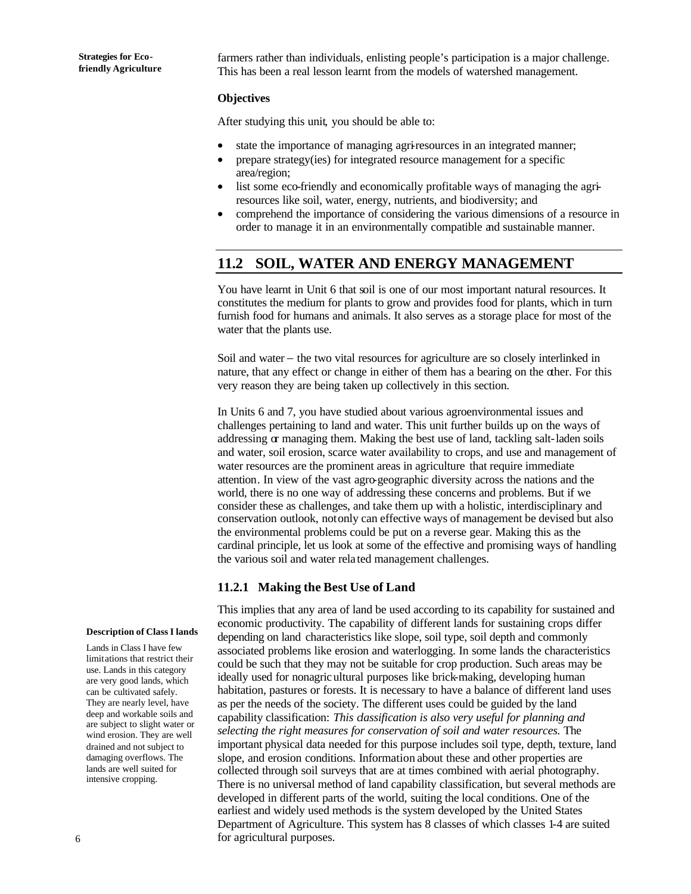farmers rather than individuals, enlisting people's participation is a major challenge. This has been a real lesson learnt from the models of watershed management.

**Objectives**

After studying this unit, you should be able to:

- state the importance of managing agri-resources in an integrated manner;
- prepare strategy(ies) for integrated resource management for a specific area/region;
- list some eco-friendly and economically profitable ways of managing the agri-resources like soil, water, energy, nutrients, and biodiversity; and
- comprehend the importance of considering the various dimensions of a resource in order to manage it in an environmentally compatible and sustainable manner.

## 11.2 SOIL, WATER AND ENERGY MANAGEMENT

You have learnt in Unit 6 that soil is one of our most important natural resources. It constitutes the medium for plants to grow and provides food for plants, which in turn furnish food for humans and animals. It also serves as a storage place for most of the water that the plants use.

Soil and water – the two vital resources for agriculture are so closely interlinked in nature, that any effect or change in either of them has a bearing on the other. For this very reason they are being taken up collectively in this section.

In Units 6 and 7, you have studied about various agroenvironmental issues and challenges pertaining to land and water. This unit further builds up on the ways of addressing or managing them. Making the best use of land, tackling salt-laden soils and water, soil erosion, scarce water availability to crops, and use and management of water resources are the prominent areas in agriculture that require immediate attention. In view of the vast agro-geographic diversity across the nations and the world, there is no one way of addressing these concerns and problems. But if we consider these as challenges, and take them up with a holistic, interdisciplinary and conservation outlook, not only can effective ways of management be devised but also the environmental problems could be put on a reverse gear. Making this as the cardinal principle, let us look at some of the effective and promising ways of handling the various soil and water related management challenges.

### 11.2.1 Making the Best Use of Land

This implies that any area of land be used according to its capability for sustained and economic productivity. The capability of different lands for sustaining crops differ depending on land characteristics like slope, soil type, soil depth and commonly associated problems like erosion and waterlogging. In some lands the characteristics could be such that they may not be suitable for crop production. Such areas may be ideally used for nonagricultural purposes like brick-making, developing human habitation, pastures or forests. It is necessary to have a balance of different land uses as per the needs of the society. The different uses could be guided by the land capability classification: *This classification is also very useful for planning and selecting the right measures for conservation of soil and water resources.* The important physical data needed for this purpose includes soil type, depth, texture, land slope, and erosion conditions. Information about these and other properties are collected through soil surveys that are at times combined with aerial photography. There is no universal method of land capability classification, but several methods are developed in different parts of the world, suiting the local conditions. One of the earliest and widely used methods is the system developed by the United States Department of Agriculture. This system has 8 classes of which classes 1-4 are suited for agricultural purposes.

**Description of Class I lands**

Lands in Class I have few limitations that restrict their use. Lands in this category are very good lands, which can be cultivated safely. They are nearly level, have deep and workable soils and are subject to slight water or wind erosion. They are well drained and not subject to damaging overflows. The lands are well suited for intensive cropping.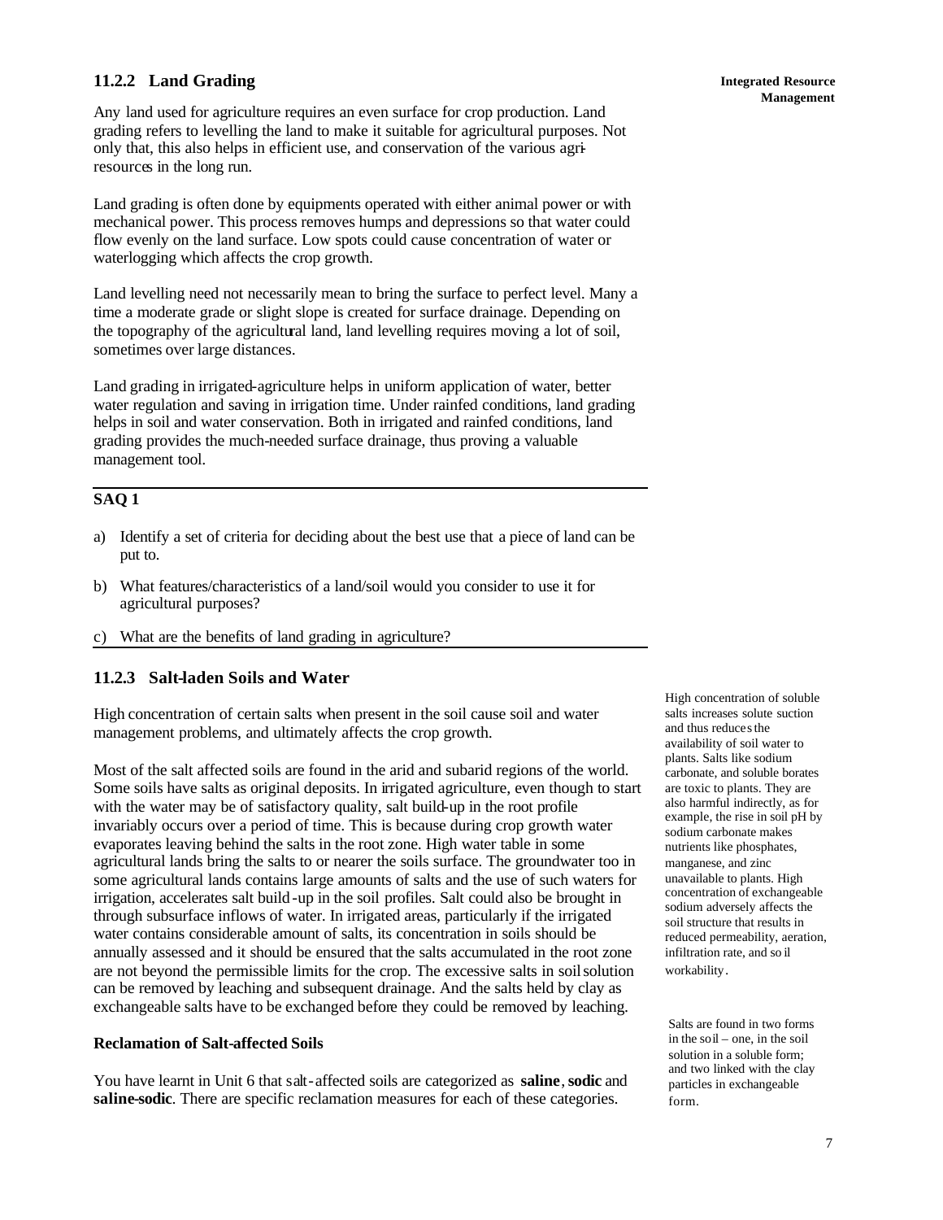### 11.2.2 Land Grading

Any land used for agriculture requires an even surface for crop production. Land grading refers to levelling the land to make it suitable for agricultural purposes. Not only that, this also helps in efficient use, and conservation of the various agri-resources in the long run.

Land grading is often done by equipments operated with either animal power or with mechanical power. This process removes humps and depressions so that water could flow evenly on the land surface. Low spots could cause concentration of water or waterlogging which affects the crop growth.

Land levelling need not necessarily mean to bring the surface to perfect level. Many a time a moderate grade or slight slope is created for surface drainage. Depending on the topography of the agricultural land, land levelling requires moving a lot of soil, sometimes over large distances.

Land grading in irrigated-agriculture helps in uniform application of water, better water regulation and saving in irrigation time. Under rainfed conditions, land grading helps in soil and water conservation. Both in irrigated and rainfed conditions, land grading provides the much-needed surface drainage, thus proving a valuable management tool.

---

**SAQ 1**

a) Identify a set of criteria for deciding about the best use that a piece of land can be put to.

b) What features/characteristics of a land/soil would you consider to use it for agricultural purposes?

c) What are the benefits of land grading in agriculture?

---

### 11.2.3 Salt-laden Soils and Water

High concentration of certain salts when present in the soil cause soil and water management problems, and ultimately affects the crop growth.

Most of the salt affected soils are found in the arid and subarid regions of the world. Some soils have salts as original deposits. In irrigated agriculture, even though to start with the water may be of satisfactory quality, salt build-up in the root profile invariably occurs over a period of time. This is because during crop growth water evaporates leaving behind the salts in the root zone. High water table in some agricultural lands bring the salts to or nearer the soils surface. The groundwater too in some agricultural lands contains large amounts of salts and the use of such waters for irrigation, accelerates salt build-up in the soil profiles. Salt could also be brought in through subsurface inflows of water. In irrigated areas, particularly if the irrigated water contains considerable amount of salts, its concentration in soils should be annually assessed and it should be ensured that the salts accumulated in the root zone are not beyond the permissible limits for the crop. The excessive salts in soil solution can be removed by leaching and subsequent drainage. And the salts held by clay as exchangeable salts have to be exchanged before they could be removed by leaching.

High concentration of soluble salts increases solute suction and thus reduces the availability of soil water to plants. Salts like sodium carbonate, and soluble borates are toxic to plants. They are also harmful indirectly, as for example, the rise in soil pH by sodium carbonate makes nutrients like phosphates, manganese, and zinc unavailable to plants. High concentration of exchangeable sodium adversely affects the soil structure that results in reduced permeability, aeration, infiltration rate, and soil workability.

Salts are found in two forms in the soil – one, in the soil solution in a soluble form; and two linked with the clay particles in exchangeable form.

**Reclamation of Salt-affected Soils**

You have learnt in Unit 6 that salt-affected soils are categorized as **saline**, **sodic** and **saline-sodic**. There are specific reclamation measures for each of these categories.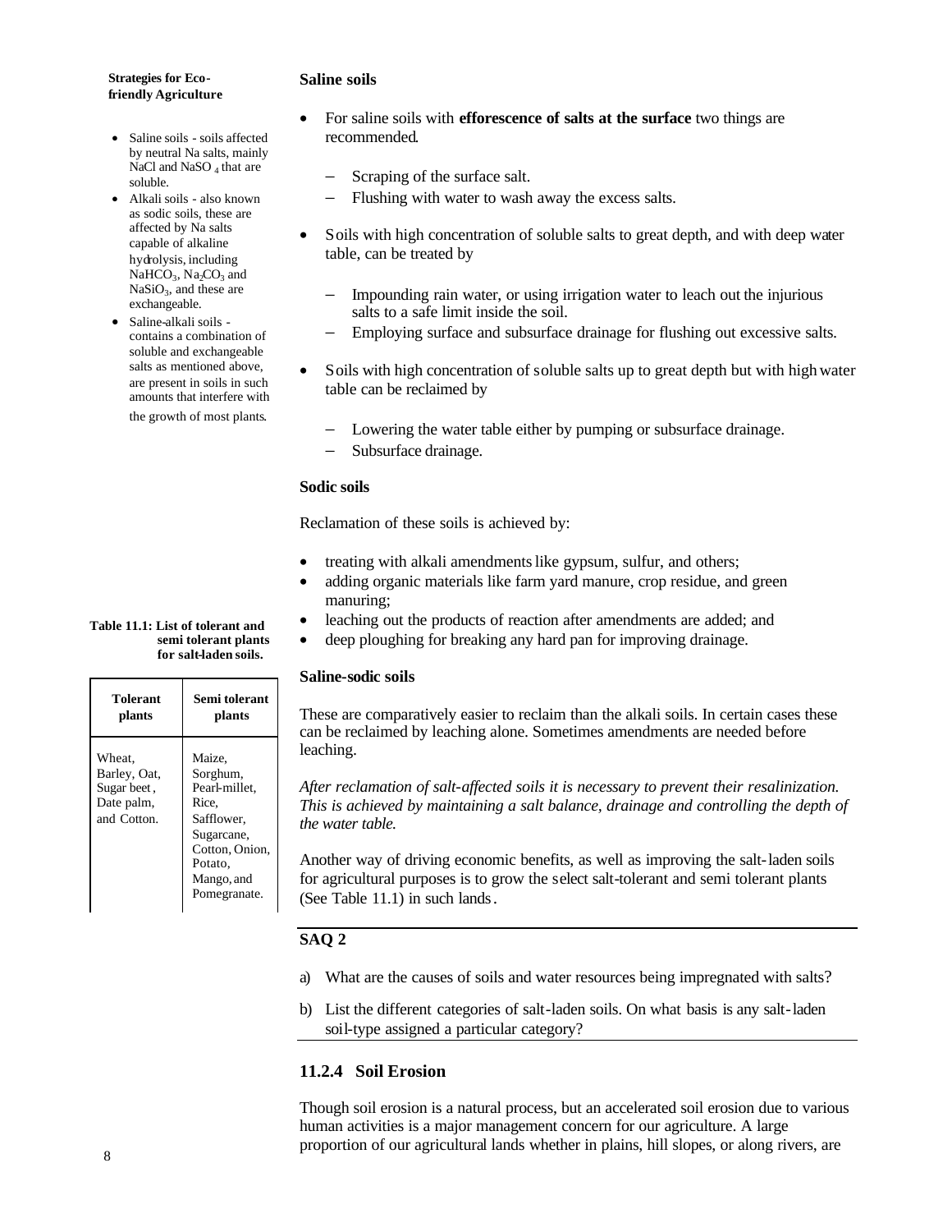- Saline soils - soils affected by neutral Na salts, mainly NaCl and $NaSO_4$ that are soluble.
- Alkali soils - also known as sodic soils, these are affected by Na salts capable of alkaline hydrolysis, including $NaHCO_3$, $Na_2CO_3$ and $NaSiO_3$, and these are exchangeable.
- Saline-alkali soils - contains a combination of soluble and exchangeable salts as mentioned above, are present in soils in such amounts that interfere with the growth of most plants.

**Saline soils**

- For saline soils with **efforescence of salts at the surface** two things are recommended.
  - Scraping of the surface salt.
  - Flushing with water to wash away the excess salts.
- Soils with high concentration of soluble salts to great depth, and with deep water table, can be treated by
  - Impounding rain water, or using irrigation water to leach out the injurious salts to a safe limit inside the soil.
  - Employing surface and subsurface drainage for flushing out excessive salts.
- Soils with high concentration of soluble salts up to great depth but with high water table can be reclaimed by
  - Lowering the water table either by pumping or subsurface drainage.
  - Subsurface drainage.

**Sodic soils**

Reclamation of these soils is achieved by:

- treating with alkali amendments like gypsum, sulfur, and others;
- adding organic materials like farm yard manure, crop residue, and green manuring;
- leaching out the products of reaction after amendments are added; and
- deep ploughing for breaking any hard pan for improving drainage.

**Saline-sodic soils**

These are comparatively easier to reclaim than the alkali soils. In certain cases these can be reclaimed by leaching alone. Sometimes amendments are needed before leaching.

*After reclamation of salt-affected soils it is necessary to prevent their resalinization. This is achieved by maintaining a salt balance, drainage and controlling the depth of the water table.*

Another way of driving economic benefits, as well as improving the salt-laden soils for agricultural purposes is to grow the select salt-tolerant and semi tolerant plants (See Table 11.1) in such lands.

**Table 11.1: List of tolerant and semi tolerant plants for salt-laden soils.**

| Tolerant plants | Semi tolerant plants |
|---|---|
| Wheat, Barley, Oat, Sugar beet, Date palm, and Cotton. | Maize, Sorghum, Pearl-millet, Rice, Safflower, Sugarcane, Cotton, Onion, Potato, Mango, and Pomegranate. |

**SAQ 2**

a) What are the causes of soils and water resources being impregnated with salts?

b) List the different categories of salt-laden soils. On what basis is any salt-laden soil-type assigned a particular category?

### 11.2.4 Soil Erosion

Though soil erosion is a natural process, but an accelerated soil erosion due to various human activities is a major management concern for our agriculture. A large proportion of our agricultural lands whether in plains, hill slopes, or along rivers, are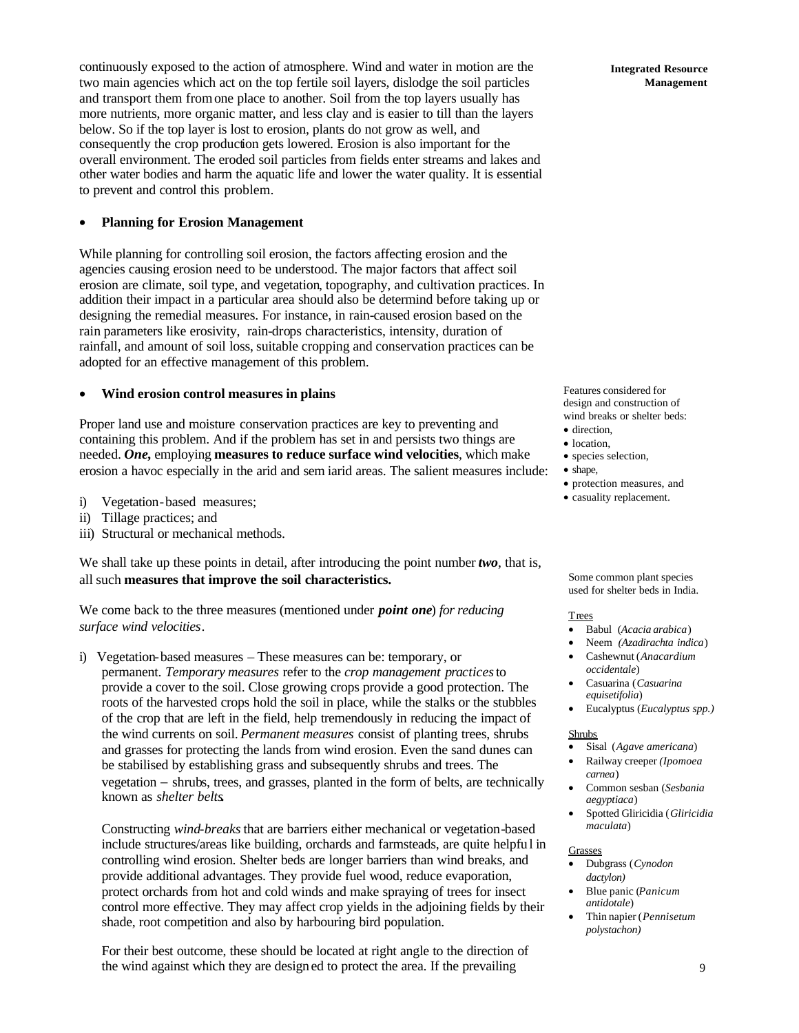continuously exposed to the action of atmosphere. Wind and water in motion are the two main agencies which act on the top fertile soil layers, dislodge the soil particles and transport them from one place to another. Soil from the top layers usually has more nutrients, more organic matter, and less clay and is easier to till than the layers below. So if the top layer is lost to erosion, plants do not grow as well, and consequently the crop production gets lowered. Erosion is also important for the overall environment. The eroded soil particles from fields enter streams and lakes and other water bodies and harm the aquatic life and lower the water quality. It is essential to prevent and control this problem.

- **Planning for Erosion Management**

While planning for controlling soil erosion, the factors affecting erosion and the agencies causing erosion need to be understood. The major factors that affect soil erosion are climate, soil type, and vegetation, topography, and cultivation practices. In addition their impact in a particular area should also be determind before taking up or designing the remedial measures. For instance, in rain-caused erosion based on the rain parameters like erosivity, rain-drops characteristics, intensity, duration of rainfall, and amount of soil loss, suitable cropping and conservation practices can be adopted for an effective management of this problem.

- **Wind erosion control measures in plains**

Proper land use and moisture conservation practices are key to preventing and containing this problem. And if the problem has set in and persists two things are needed. ***One,*** employing **measures to reduce surface wind velocities**, which make erosion a havoc especially in the arid and sem iarid areas. The salient measures include:

i) Vegetation-based measures;
ii) Tillage practices; and
iii) Structural or mechanical methods.

We shall take up these points in detail, after introducing the point number ***two***, that is, all such **measures that improve the soil characteristics.**

We come back to the three measures (mentioned under ***point one***) *for reducing surface wind velocities*.

i) Vegetation-based measures – These measures can be: temporary, or permanent. *Temporary measures* refer to the *crop management practices* to provide a cover to the soil. Close growing crops provide a good protection. The roots of the harvested crops hold the soil in place, while the stalks or the stubbles of the crop that are left in the field, help tremendously in reducing the impact of the wind currents on soil. *Permanent measures* consist of planting trees, shrubs and grasses for protecting the lands from wind erosion. Even the sand dunes can be stabilised by establishing grass and subsequently shrubs and trees. The vegetation – shrubs, trees, and grasses, planted in the form of belts, are technically known as *shelter belts*.

   Constructing *wind-breaks* that are barriers either mechanical or vegetation-based include structures/areas like building, orchards and farmsteads, are quite helpful in controlling wind erosion. Shelter beds are longer barriers than wind breaks, and provide additional advantages. They provide fuel wood, reduce evaporation, protect orchards from hot and cold winds and make spraying of trees for insect control more effective. They may affect crop yields in the adjoining fields by their shade, root competition and also by harbouring bird population.

   For their best outcome, these should be located at right angle to the direction of the wind against which they are designed to protect the area. If the prevailing

Features considered for design and construction of wind breaks or shelter beds:

- direction,
- location,
- species selection,
- shape,
- protection measures, and
- casuality replacement.

Some common plant species used for shelter beds in India.

Trees

- Babul (*Acacia arabica*)
- Neem (*Azadirachta indica*)
- Cashewnut (*Anacardium occidentale*)
- Casuarina (*Casuarina equisetifolia*)
- Eucalyptus (*Eucalyptus spp.)*

Shrubs

- Sisal (*Agave americana*)
- Railway creeper *(Ipomoea carnea*)
- Common sesban (*Sesbania aegyptiaca*)
- Spotted Gliricidia (*Gliricidia maculata*)

Grasses

- Dubgrass (*Cynodon dactylon)*
- Blue panic (*Panicum antidotale*)
- Thin napier (*Pennisetum polystachon)*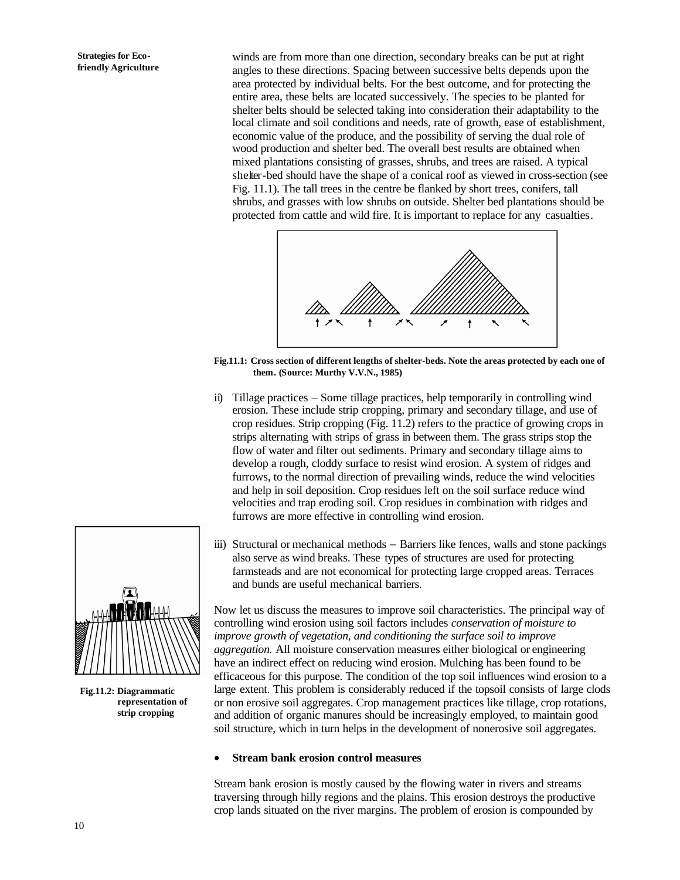winds are from more than one direction, secondary breaks can be put at right angles to these directions. Spacing between successive belts depends upon the area protected by individual belts. For the best outcome, and for protecting the entire area, these belts are located successively. The species to be planted for shelter belts should be selected taking into consideration their adaptability to the local climate and soil conditions and needs, rate of growth, ease of establishment, economic value of the produce, and the possibility of serving the dual role of wood production and shelter bed. The overall best results are obtained when mixed plantations consisting of grasses, shrubs, and trees are raised. A typical shelter-bed should have the shape of a conical roof as viewed in cross-section (see Fig. 11.1). The tall trees in the centre be flanked by short trees, conifers, tall shrubs, and grasses with low shrubs on outside. Shelter bed plantations should be protected from cattle and wild fire. It is important to replace for any casualties.

**Fig.11.1: Cross section of different lengths of shelter-beds. Note the areas protected by each one of them. (Source: Murthy V.V.N., 1985)**

ii) Tillage practices – Some tillage practices, help temporarily in controlling wind erosion. These include strip cropping, primary and secondary tillage, and use of crop residues. Strip cropping (Fig. 11.2) refers to the practice of growing crops in strips alternating with strips of grass in between them. The grass strips stop the flow of water and filter out sediments. Primary and secondary tillage aims to develop a rough, cloddy surface to resist wind erosion. A system of ridges and furrows, to the normal direction of prevailing winds, reduce the wind velocities and help in soil deposition. Crop residues left on the soil surface reduce wind velocities and trap eroding soil. Crop residues in combination with ridges and furrows are more effective in controlling wind erosion.

iii) Structural or mechanical methods – Barriers like fences, walls and stone packings also serve as wind breaks. These types of structures are used for protecting farmsteads and are not economical for protecting large cropped areas. Terraces and bunds are useful mechanical barriers.

**Fig.11.2: Diagrammatic representation of strip cropping**

Now let us discuss the measures to improve soil characteristics. The principal way of controlling wind erosion using soil factors includes *conservation of moisture to improve growth of vegetation, and conditioning the surface soil to improve aggregation.* All moisture conservation measures either biological or engineering have an indirect effect on reducing wind erosion. Mulching has been found to be efficaceous for this purpose. The condition of the top soil influences wind erosion to a large extent. This problem is considerably reduced if the topsoil consists of large clods or non erosive soil aggregates. Crop management practices like tillage, crop rotations, and addition of organic manures should be increasingly employed, to maintain good soil structure, which in turn helps in the development of nonerosive soil aggregates.

- **Stream bank erosion control measures**

Stream bank erosion is mostly caused by the flowing water in rivers and streams traversing through hilly regions and the plains. This erosion destroys the productive crop lands situated on the river margins. The problem of erosion is compounded by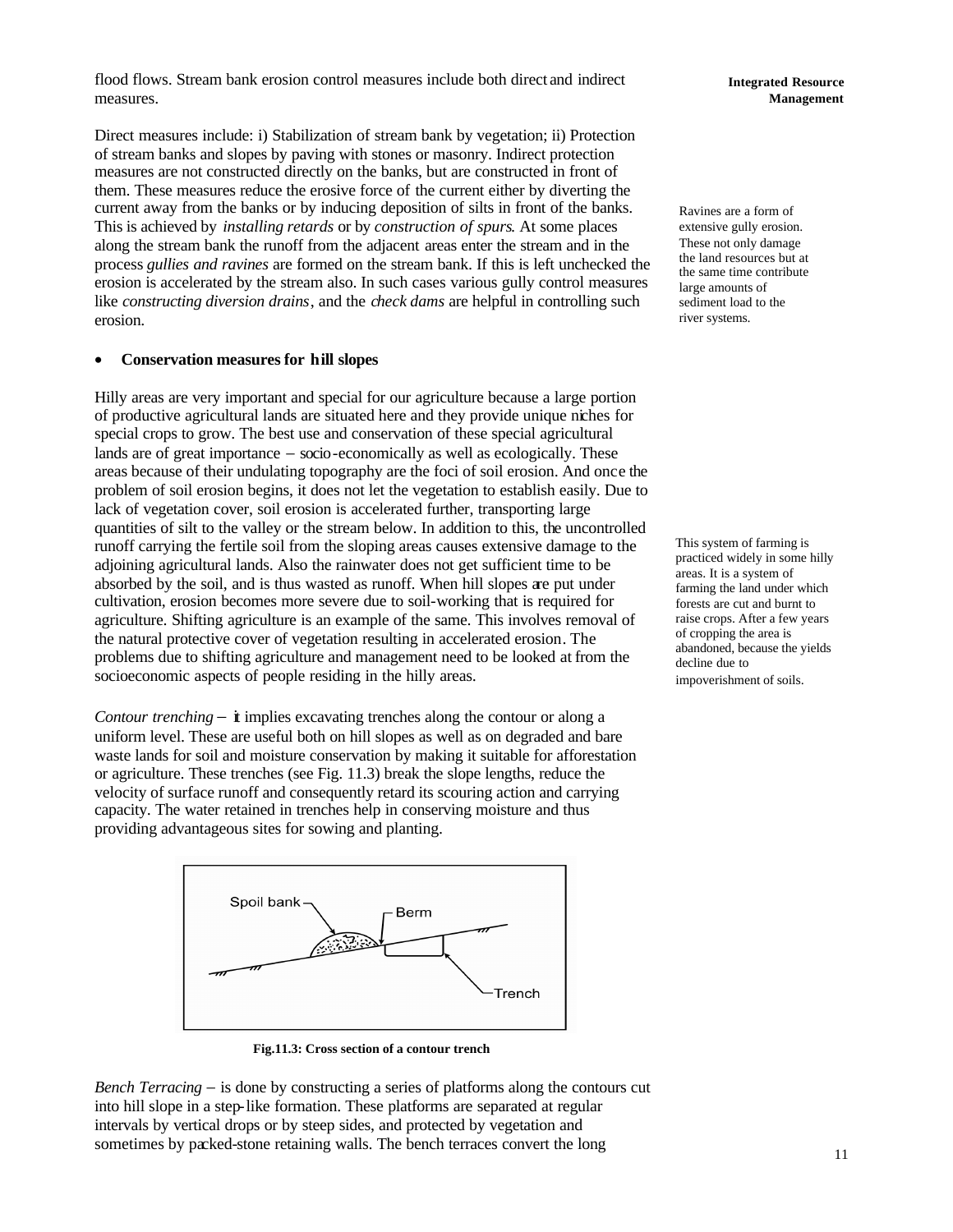flood flows. Stream bank erosion control measures include both direct and indirect measures.

Direct measures include: i) Stabilization of stream bank by vegetation; ii) Protection of stream banks and slopes by paving with stones or masonry. Indirect protection measures are not constructed directly on the banks, but are constructed in front of them. These measures reduce the erosive force of the current either by diverting the current away from the banks or by inducing deposition of silts in front of the banks. This is achieved by *installing retards* or by *construction of spurs*. At some places along the stream bank the runoff from the adjacent areas enter the stream and in the process *gullies and ravines* are formed on the stream bank. If this is left unchecked the erosion is accelerated by the stream also. In such cases various gully control measures like *constructing diversion drains*, and the *check dams* are helpful in controlling such erosion.

Ravines are a form of extensive gully erosion. These not only damage the land resources but at the same time contribute large amounts of sediment load to the river systems.

- **Conservation measures for hill slopes**

Hilly areas are very important and special for our agriculture because a large portion of productive agricultural lands are situated here and they provide unique niches for special crops to grow. The best use and conservation of these special agricultural lands are of great importance – socio-economically as well as ecologically. These areas because of their undulating topography are the foci of soil erosion. And once the problem of soil erosion begins, it does not let the vegetation to establish easily. Due to lack of vegetation cover, soil erosion is accelerated further, transporting large quantities of silt to the valley or the stream below. In addition to this, the uncontrolled runoff carrying the fertile soil from the sloping areas causes extensive damage to the adjoining agricultural lands. Also the rainwater does not get sufficient time to be absorbed by the soil, and is thus wasted as runoff. When hill slopes are put under cultivation, erosion becomes more severe due to soil-working that is required for agriculture. Shifting agriculture is an example of the same. This involves removal of the natural protective cover of vegetation resulting in accelerated erosion. The problems due to shifting agriculture and management need to be looked at from the socioeconomic aspects of people residing in the hilly areas.

This system of farming is practiced widely in some hilly areas. It is a system of farming the land under which forests are cut and burnt to raise crops. After a few years of cropping the area is abandoned, because the yields decline due to impoverishment of soils.

*Contour trenching* – it implies excavating trenches along the contour or along a uniform level. These are useful both on hill slopes as well as on degraded and bare waste lands for soil and moisture conservation by making it suitable for afforestation or agriculture. These trenches (see Fig. 11.3) break the slope lengths, reduce the velocity of surface runoff and consequently retard its scouring action and carrying capacity. The water retained in trenches help in conserving moisture and thus providing advantageous sites for sowing and planting.

**Fig.11.3: Cross section of a contour trench**

*Bench Terracing* – is done by constructing a series of platforms along the contours cut into hill slope in a step-like formation. These platforms are separated at regular intervals by vertical drops or by steep sides, and protected by vegetation and sometimes by packed-stone retaining walls. The bench terraces convert the long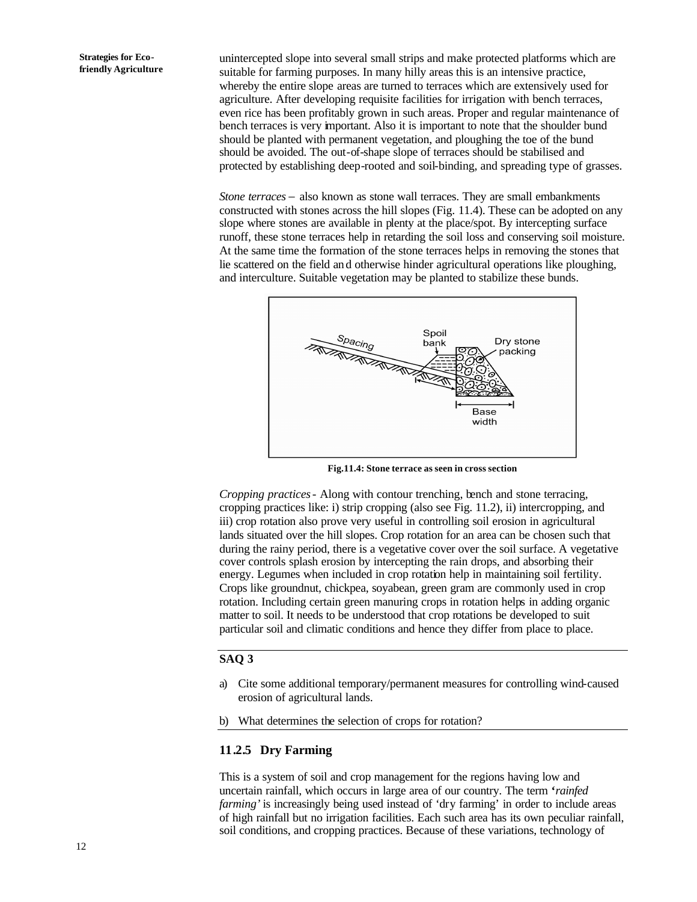unintercepted slope into several small strips and make protected platforms which are suitable for farming purposes. In many hilly areas this is an intensive practice, whereby the entire slope areas are turned to terraces which are extensively used for agriculture. After developing requisite facilities for irrigation with bench terraces, even rice has been profitably grown in such areas. Proper and regular maintenance of bench terraces is very important. Also it is important to note that the shoulder bund should be planted with permanent vegetation, and ploughing the toe of the bund should be avoided. The out-of-shape slope of terraces should be stabilised and protected by establishing deep-rooted and soil-binding, and spreading type of grasses.

*Stone terraces* – also known as stone wall terraces. They are small embankments constructed with stones across the hill slopes (Fig. 11.4). These can be adopted on any slope where stones are available in plenty at the place/spot. By intercepting surface runoff, these stone terraces help in retarding the soil loss and conserving soil moisture. At the same time the formation of the stone terraces helps in removing the stones that lie scattered on the field and otherwise hinder agricultural operations like ploughing, and interculture. Suitable vegetation may be planted to stabilize these bunds.

**Fig.11.4: Stone terrace as seen in cross section**

*Cropping practices* - Along with contour trenching, bench and stone terracing, cropping practices like: i) strip cropping (also see Fig. 11.2), ii) intercropping, and iii) crop rotation also prove very useful in controlling soil erosion in agricultural lands situated over the hill slopes. Crop rotation for an area can be chosen such that during the rainy period, there is a vegetative cover over the soil surface. A vegetative cover controls splash erosion by intercepting the rain drops, and absorbing their energy. Legumes when included in crop rotation help in maintaining soil fertility. Crops like groundnut, chickpea, soyabean, green gram are commonly used in crop rotation. Including certain green manuring crops in rotation helps in adding organic matter to soil. It needs to be understood that crop rotations be developed to suit particular soil and climatic conditions and hence they differ from place to place.

**SAQ 3**

a) Cite some additional temporary/permanent measures for controlling wind-caused erosion of agricultural lands.

b) What determines the selection of crops for rotation?

### 11.2.5 Dry Farming

This is a system of soil and crop management for the regions having low and uncertain rainfall, which occurs in large area of our country. The term '*rainfed farming*' is increasingly being used instead of 'dry farming' in order to include areas of high rainfall but no irrigation facilities. Each such area has its own peculiar rainfall, soil conditions, and cropping practices. Because of these variations, technology of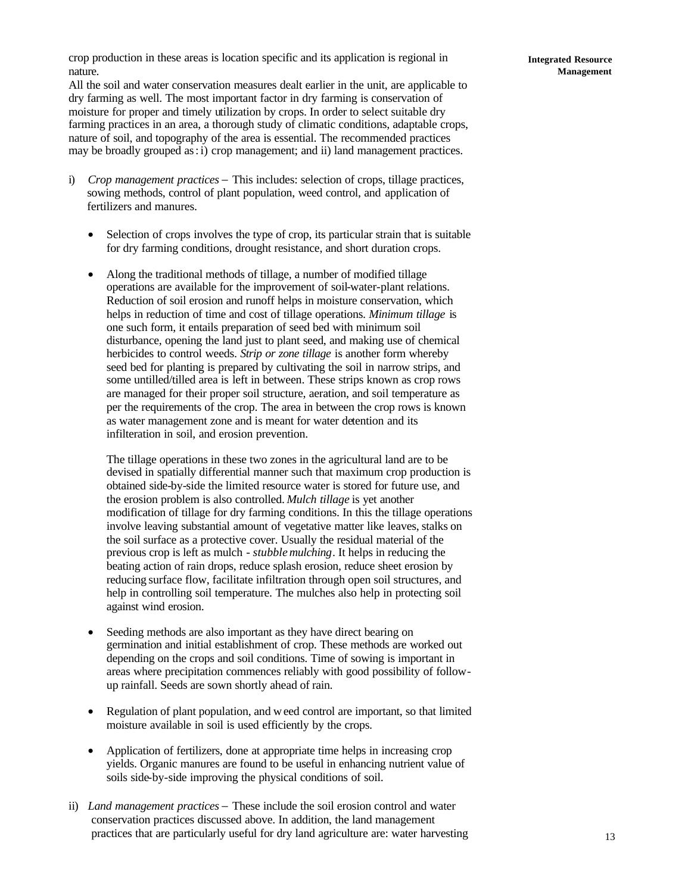crop production in these areas is location specific and its application is regional in nature.

All the soil and water conservation measures dealt earlier in the unit, are applicable to dry farming as well. The most important factor in dry farming is conservation of moisture for proper and timely utilization by crops. In order to select suitable dry farming practices in an area, a thorough study of climatic conditions, adaptable crops, nature of soil, and topography of the area is essential. The recommended practices may be broadly grouped as: i) crop management; and ii) land management practices.

i) *Crop management practices* – This includes: selection of crops, tillage practices, sowing methods, control of plant population, weed control, and application of fertilizers and manures.

   - Selection of crops involves the type of crop, its particular strain that is suitable for dry farming conditions, drought resistance, and short duration crops.

   - Along the traditional methods of tillage, a number of modified tillage operations are available for the improvement of soil-water-plant relations. Reduction of soil erosion and runoff helps in moisture conservation, which helps in reduction of time and cost of tillage operations. *Minimum tillage* is one such form, it entails preparation of seed bed with minimum soil disturbance, opening the land just to plant seed, and making use of chemical herbicides to control weeds. *Strip or zone tillage* is another form whereby seed bed for planting is prepared by cultivating the soil in narrow strips, and some untilled/tilled area is left in between. These strips known as crop rows are managed for their proper soil structure, aeration, and soil temperature as per the requirements of the crop. The area in between the crop rows is known as water management zone and is meant for water detention and its infilteration in soil, and erosion prevention.

     The tillage operations in these two zones in the agricultural land are to be devised in spatially differential manner such that maximum crop production is obtained side-by-side the limited resource water is stored for future use, and the erosion problem is also controlled. *Mulch tillage* is yet another modification of tillage for dry farming conditions. In this the tillage operations involve leaving substantial amount of vegetative matter like leaves, stalks on the soil surface as a protective cover. Usually the residual material of the previous crop is left as mulch - *stubble mulching*. It helps in reducing the beating action of rain drops, reduce splash erosion, reduce sheet erosion by reducing surface flow, facilitate infiltration through open soil structures, and help in controlling soil temperature. The mulches also help in protecting soil against wind erosion.

   - Seeding methods are also important as they have direct bearing on germination and initial establishment of crop. These methods are worked out depending on the crops and soil conditions. Time of sowing is important in areas where precipitation commences reliably with good possibility of follow-up rainfall. Seeds are sown shortly ahead of rain.

   - Regulation of plant population, and weed control are important, so that limited moisture available in soil is used efficiently by the crops.

   - Application of fertilizers, done at appropriate time helps in increasing crop yields. Organic manures are found to be useful in enhancing nutrient value of soils side-by-side improving the physical conditions of soil.

ii) *Land management practices* – These include the soil erosion control and water conservation practices discussed above. In addition, the land management practices that are particularly useful for dry land agriculture are: water harvesting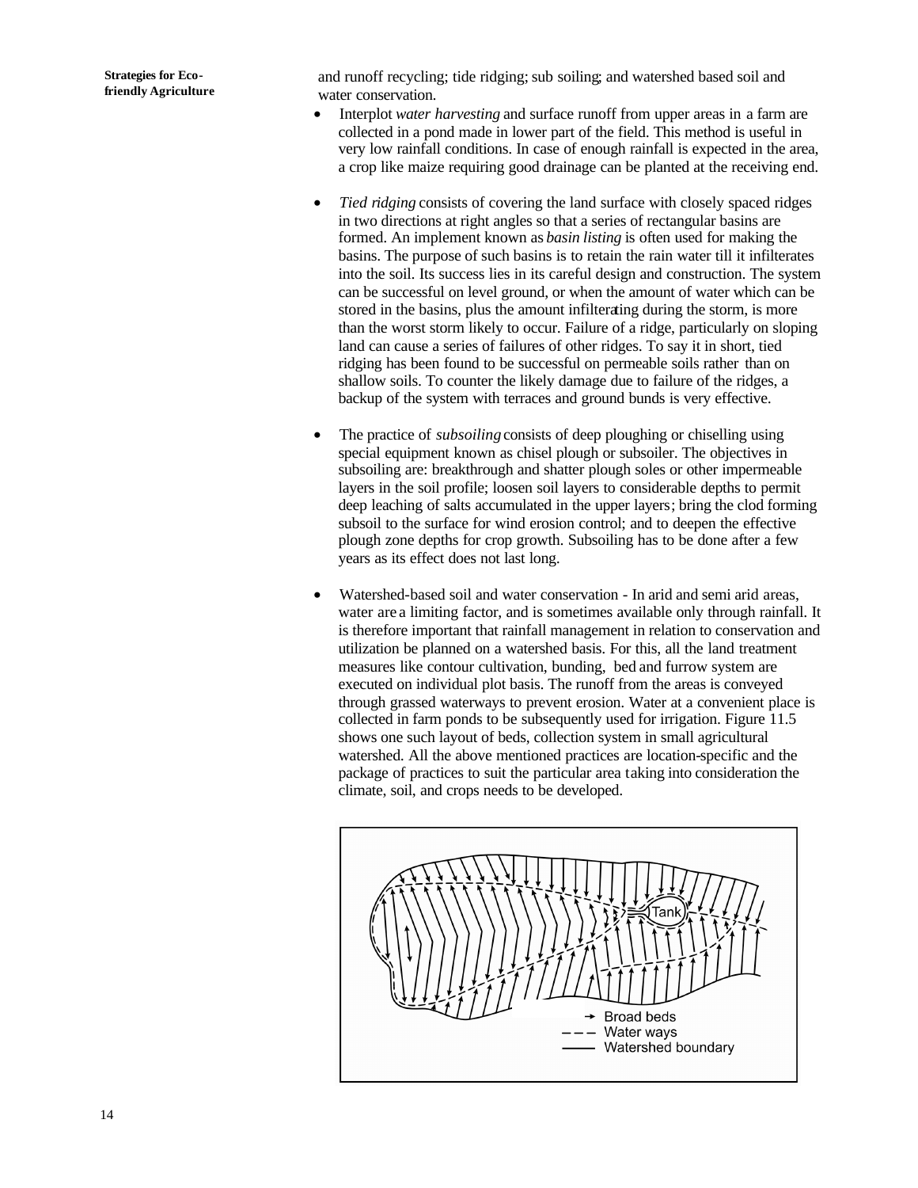and runoff recycling; tide ridging; sub soiling; and watershed based soil and water conservation.

- Interplot *water harvesting* and surface runoff from upper areas in a farm are collected in a pond made in lower part of the field. This method is useful in very low rainfall conditions. In case of enough rainfall is expected in the area, a crop like maize requiring good drainage can be planted at the receiving end.

- *Tied ridging* consists of covering the land surface with closely spaced ridges in two directions at right angles so that a series of rectangular basins are formed. An implement known as *basin listing* is often used for making the basins. The purpose of such basins is to retain the rain water till it infilterates into the soil. Its success lies in its careful design and construction. The system can be successful on level ground, or when the amount of water which can be stored in the basins, plus the amount infilterating during the storm, is more than the worst storm likely to occur. Failure of a ridge, particularly on sloping land can cause a series of failures of other ridges. To say it in short, tied ridging has been found to be successful on permeable soils rather than on shallow soils. To counter the likely damage due to failure of the ridges, a backup of the system with terraces and ground bunds is very effective.

- The practice of *subsoiling* consists of deep ploughing or chiselling using special equipment known as chisel plough or subsoiler. The objectives in subsoiling are: breakthrough and shatter plough soles or other impermeable layers in the soil profile; loosen soil layers to considerable depths to permit deep leaching of salts accumulated in the upper layers; bring the clod forming subsoil to the surface for wind erosion control; and to deepen the effective plough zone depths for crop growth. Subsoiling has to be done after a few years as its effect does not last long.

- Watershed-based soil and water conservation - In arid and semi arid areas, water are a limiting factor, and is sometimes available only through rainfall. It is therefore important that rainfall management in relation to conservation and utilization be planned on a watershed basis. For this, all the land treatment measures like contour cultivation, bunding, bed and furrow system are executed on individual plot basis. The runoff from the areas is conveyed through grassed waterways to prevent erosion. Water at a convenient place is collected in farm ponds to be subsequently used for irrigation. Figure 11.5 shows one such layout of beds, collection system in small agricultural watershed. All the above mentioned practices are location-specific and the package of practices to suit the particular area taking into consideration the climate, soil, and crops needs to be developed.

Tank

→ Broad beds
– – – Water ways
—— Watershed boundary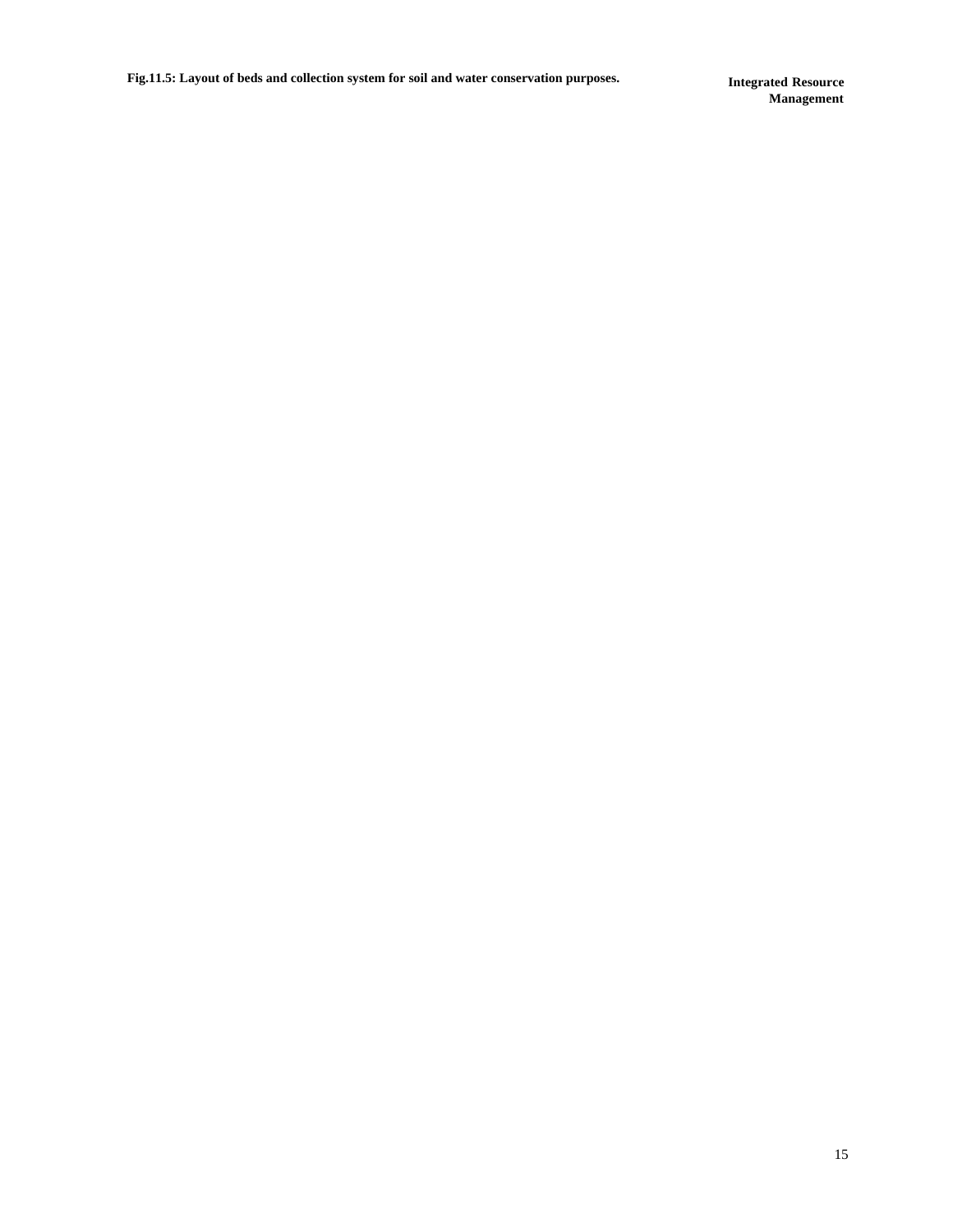**Fig.11.5: Layout of beds and collection system for soil and water conservation purposes.**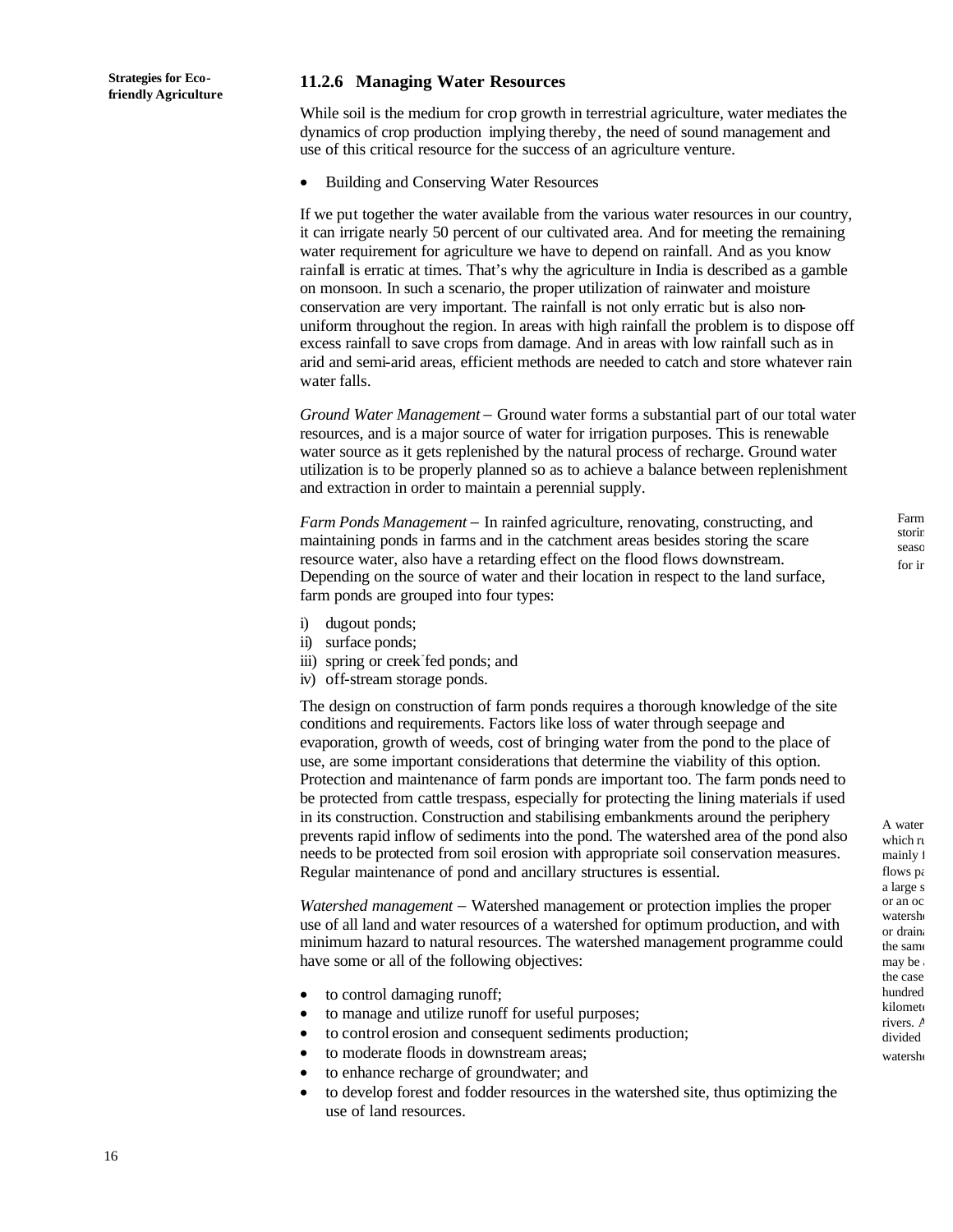### 11.2.6 Managing Water Resources

While soil is the medium for crop growth in terrestrial agriculture, water mediates the dynamics of crop production implying thereby, the need of sound management and use of this critical resource for the success of an agriculture venture.

- Building and Conserving Water Resources

If we put together the water available from the various water resources in our country, it can irrigate nearly 50 percent of our cultivated area. And for meeting the remaining water requirement for agriculture we have to depend on rainfall. And as you know rainfall is erratic at times. That's why the agriculture in India is described as a gamble on monsoon. In such a scenario, the proper utilization of rainwater and moisture conservation are very important. The rainfall is not only erratic but is also non-uniform throughout the region. In areas with high rainfall the problem is to dispose off excess rainfall to save crops from damage. And in areas with low rainfall such as in arid and semi-arid areas, efficient methods are needed to catch and store whatever rain water falls.

*Ground Water Management* – Ground water forms a substantial part of our total water resources, and is a major source of water for irrigation purposes. This is renewable water source as it gets replenished by the natural process of recharge. Ground water utilization is to be properly planned so as to achieve a balance between replenishment and extraction in order to maintain a perennial supply.

*Farm Ponds Management* – In rainfed agriculture, renovating, constructing, and maintaining ponds in farms and in the catchment areas besides storing the scare resource water, also have a retarding effect on the flood flows downstream. Depending on the source of water and their location in respect to the land surface, farm ponds are grouped into four types:

i) dugout ponds;
ii) surface ponds;
iii) spring or creek-fed ponds; and
iv) off-stream storage ponds.

The design on construction of farm ponds requires a thorough knowledge of the site conditions and requirements. Factors like loss of water through seepage and evaporation, growth of weeds, cost of bringing water from the pond to the place of use, are some important considerations that determine the viability of this option. Protection and maintenance of farm ponds are important too. The farm ponds need to be protected from cattle trespass, especially for protecting the lining materials if used in its construction. Construction and stabilising embankments around the periphery prevents rapid inflow of sediments into the pond. The watershed area of the pond also needs to be protected from soil erosion with appropriate soil conservation measures. Regular maintenance of pond and ancillary structures is essential.

*Watershed management* – Watershed management or protection implies the proper use of all land and water resources of a watershed for optimum production, and with minimum hazard to natural resources. The watershed management programme could have some or all of the following objectives:

- to control damaging runoff;
- to manage and utilize runoff for useful purposes;
- to control erosion and consequent sediments production;
- to moderate floods in downstream areas;
- to enhance recharge of groundwater; and
- to develop forest and fodder resources in the watershed site, thus optimizing the use of land resources.

Farm storin seaso for ir

A water which ru mainly f flows pa a large s or an oc watershe or draina the same may be a the case hundred kilomete rivers. A divided watershe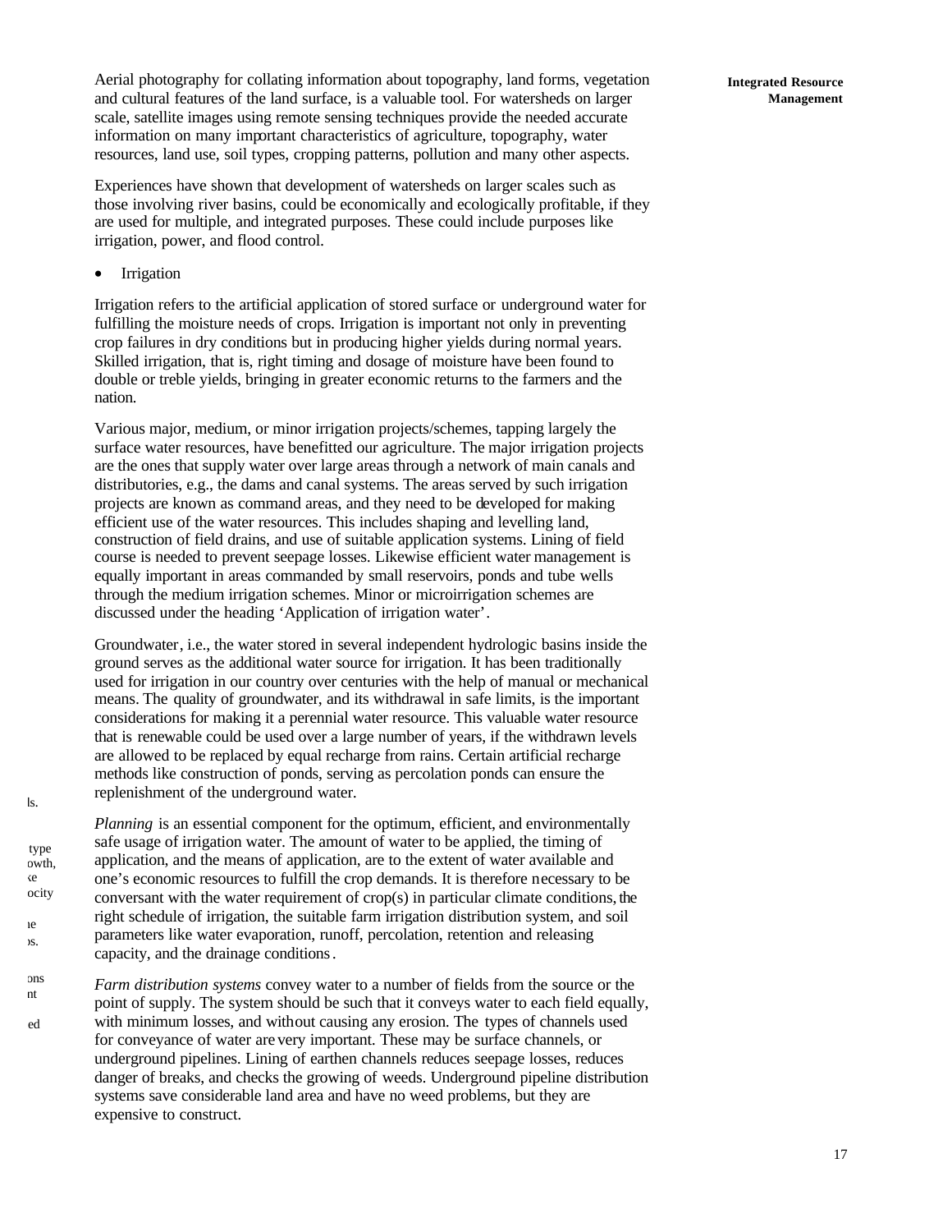Aerial photography for collating information about topography, land forms, vegetation and cultural features of the land surface, is a valuable tool. For watersheds on larger scale, satellite images using remote sensing techniques provide the needed accurate information on many important characteristics of agriculture, topography, water resources, land use, soil types, cropping patterns, pollution and many other aspects.

Experiences have shown that development of watersheds on larger scales such as those involving river basins, could be economically and ecologically profitable, if they are used for multiple, and integrated purposes. These could include purposes like irrigation, power, and flood control.

- Irrigation

Irrigation refers to the artificial application of stored surface or underground water for fulfilling the moisture needs of crops. Irrigation is important not only in preventing crop failures in dry conditions but in producing higher yields during normal years. Skilled irrigation, that is, right timing and dosage of moisture have been found to double or treble yields, bringing in greater economic returns to the farmers and the nation.

Various major, medium, or minor irrigation projects/schemes, tapping largely the surface water resources, have benefitted our agriculture. The major irrigation projects are the ones that supply water over large areas through a network of main canals and distributories, e.g., the dams and canal systems. The areas served by such irrigation projects are known as command areas, and they need to be developed for making efficient use of the water resources. This includes shaping and levelling land, construction of field drains, and use of suitable application systems. Lining of field course is needed to prevent seepage losses. Likewise efficient water management is equally important in areas commanded by small reservoirs, ponds and tube wells through the medium irrigation schemes. Minor or microirrigation schemes are discussed under the heading 'Application of irrigation water'.

Groundwater, i.e., the water stored in several independent hydrologic basins inside the ground serves as the additional water source for irrigation. It has been traditionally used for irrigation in our country over centuries with the help of manual or mechanical means. The quality of groundwater, and its withdrawal in safe limits, is the important considerations for making it a perennial water resource. This valuable water resource that is renewable could be used over a large number of years, if the withdrawn levels are allowed to be replaced by equal recharge from rains. Certain artificial recharge methods like construction of ponds, serving as percolation ponds can ensure the replenishment of the underground water.

*Planning* is an essential component for the optimum, efficient, and environmentally safe usage of irrigation water. The amount of water to be applied, the timing of application, and the means of application, are to the extent of water available and one's economic resources to fulfill the crop demands. It is therefore necessary to be conversant with the water requirement of crop(s) in particular climate conditions, the right schedule of irrigation, the suitable farm irrigation distribution system, and soil parameters like water evaporation, runoff, percolation, retention and releasing capacity, and the drainage conditions.

*Farm distribution systems* convey water to a number of fields from the source or the point of supply. The system should be such that it conveys water to each field equally, with minimum losses, and without causing any erosion. The types of channels used for conveyance of water are very important. These may be surface channels, or underground pipelines. Lining of earthen channels reduces seepage losses, reduces danger of breaks, and checks the growing of weeds. Underground pipeline distribution systems save considerable land area and have no weed problems, but they are expensive to construct.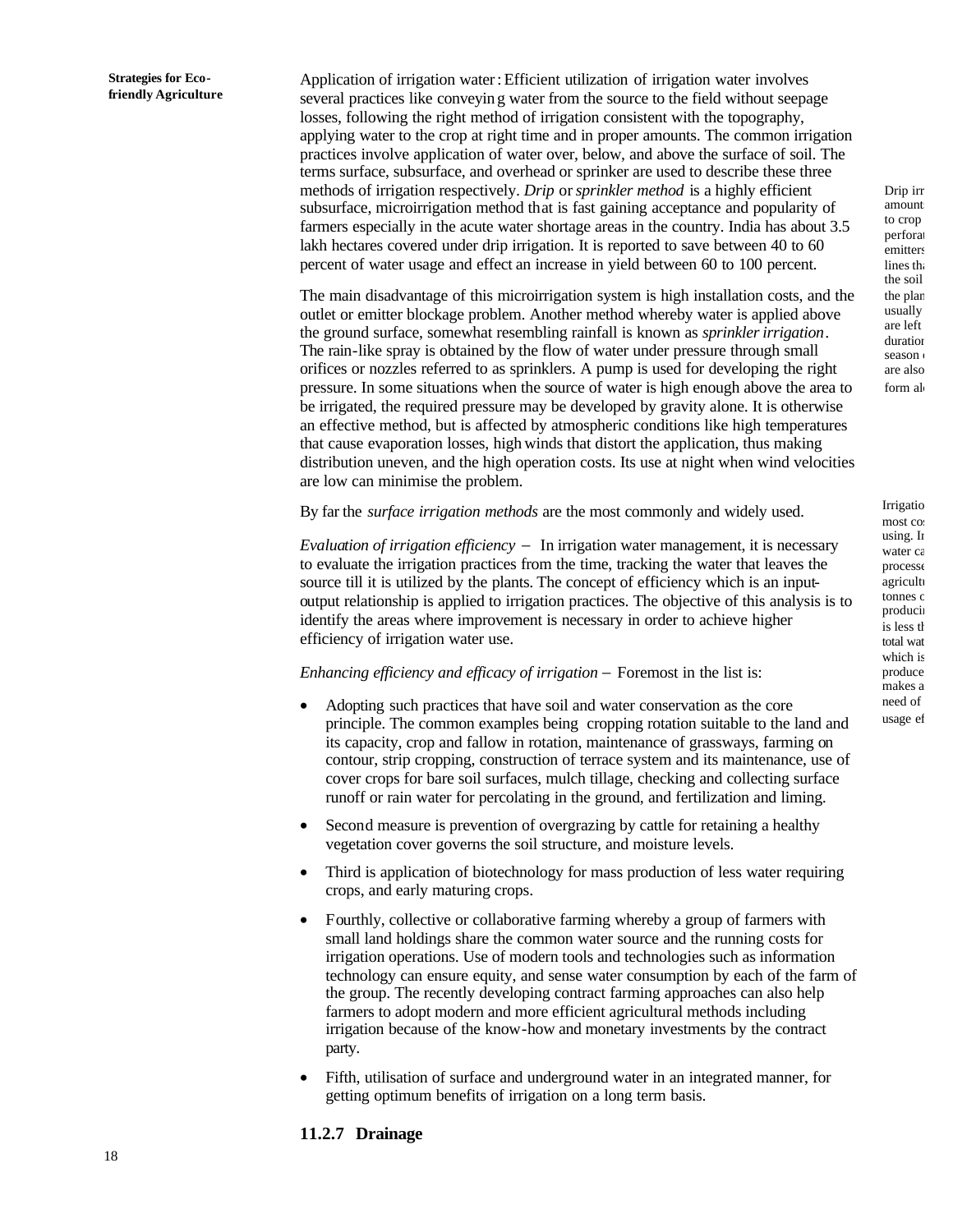Application of irrigation water: Efficient utilization of irrigation water involves several practices like conveying water from the source to the field without seepage losses, following the right method of irrigation consistent with the topography, applying water to the crop at right time and in proper amounts. The common irrigation practices involve application of water over, below, and above the surface of soil. The terms surface, subsurface, and overhead or sprinkler are used to describe these three methods of irrigation respectively. *Drip* or *sprinkler method* is a highly efficient subsurface, microirrigation method that is fast gaining acceptance and popularity of farmers especially in the acute water shortage areas in the country. India has about 3.5 lakh hectares covered under drip irrigation. It is reported to save between 40 to 60 percent of water usage and effect an increase in yield between 60 to 100 percent.

The main disadvantage of this microirrigation system is high installation costs, and the outlet or emitter blockage problem. Another method whereby water is applied above the ground surface, somewhat resembling rainfall is known as *sprinkler irrigation*. The rain-like spray is obtained by the flow of water under pressure through small orifices or nozzles referred to as sprinklers. A pump is used for developing the right pressure. In some situations when the source of water is high enough above the area to be irrigated, the required pressure may be developed by gravity alone. It is otherwise an effective method, but is affected by atmospheric conditions like high temperatures that cause evaporation losses, high winds that distort the application, thus making distribution uneven, and the high operation costs. Its use at night when wind velocities are low can minimise the problem.

By far the *surface irrigation methods* are the most commonly and widely used.

*Evaluation of irrigation efficiency* – In irrigation water management, it is necessary to evaluate the irrigation practices from the time, tracking the water that leaves the source till it is utilized by the plants. The concept of efficiency which is an input-output relationship is applied to irrigation practices. The objective of this analysis is to identify the areas where improvement is necessary in order to achieve higher efficiency of irrigation water use.

*Enhancing efficiency and efficacy of irrigation* – Foremost in the list is:

- Adopting such practices that have soil and water conservation as the core principle. The common examples being cropping rotation suitable to the land and its capacity, crop and fallow in rotation, maintenance of grassways, farming on contour, strip cropping, construction of terrace system and its maintenance, use of cover crops for bare soil surfaces, mulch tillage, checking and collecting surface runoff or rain water for percolating in the ground, and fertilization and liming.
- Second measure is prevention of overgrazing by cattle for retaining a healthy vegetation cover governs the soil structure, and moisture levels.
- Third is application of biotechnology for mass production of less water requiring crops, and early maturing crops.
- Fourthly, collective or collaborative farming whereby a group of farmers with small land holdings share the common water source and the running costs for irrigation operations. Use of modern tools and technologies such as information technology can ensure equity, and sense water consumption by each of the farm of the group. The recently developing contract farming approaches can also help farmers to adopt modern and more efficient agricultural methods including irrigation because of the know-how and monetary investments by the contract party.
- Fifth, utilisation of surface and underground water in an integrated manner, for getting optimum benefits of irrigation on a long term basis.

### 11.2.7 Drainage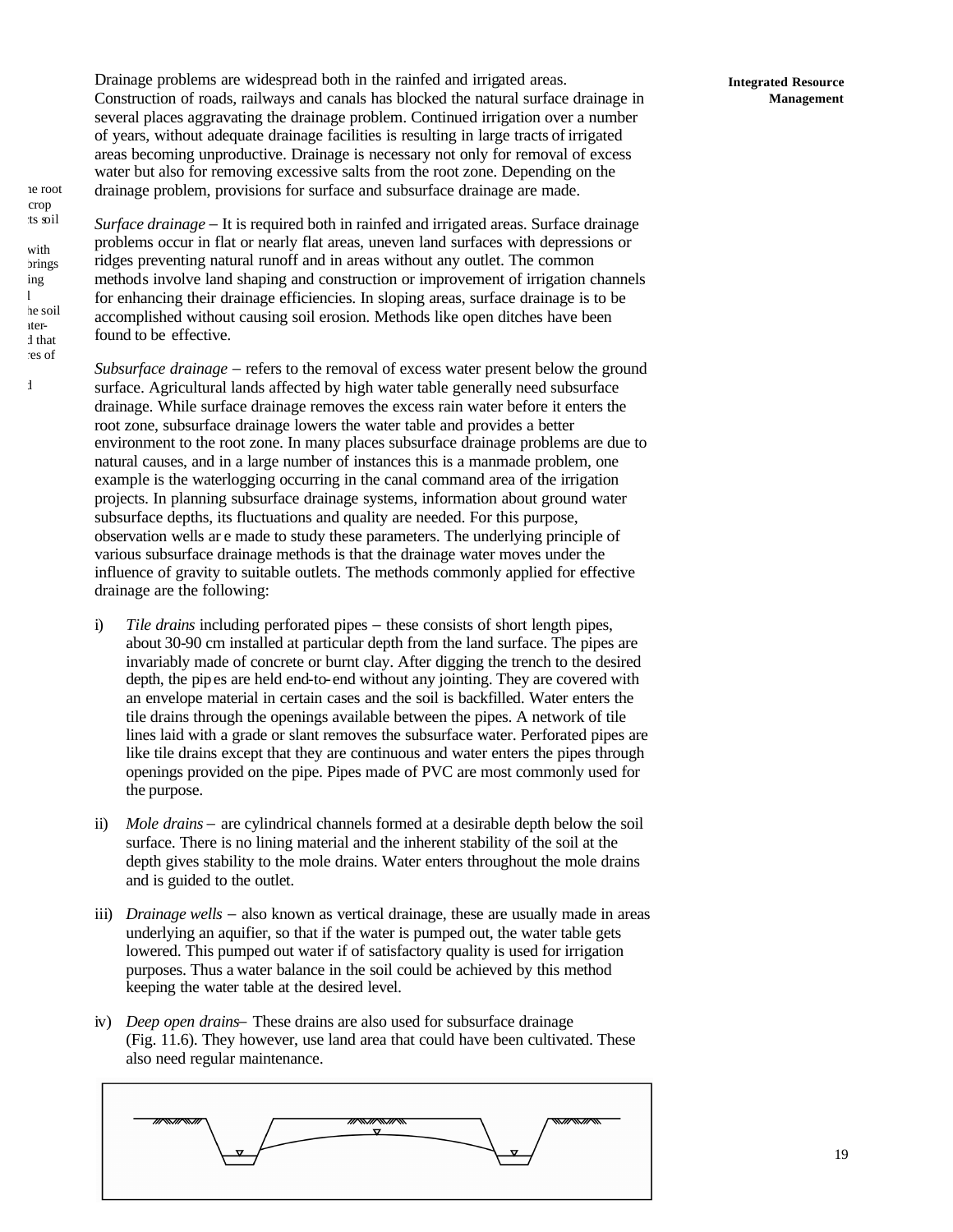Drainage problems are widespread both in the rainfed and irrigated areas. Construction of roads, railways and canals has blocked the natural surface drainage in several places aggravating the drainage problem. Continued irrigation over a number of years, without adequate drainage facilities is resulting in large tracts of irrigated areas becoming unproductive. Drainage is necessary not only for removal of excess water but also for removing excessive salts from the root zone. Depending on the drainage problem, provisions for surface and subsurface drainage are made.

*Surface drainage* – It is required both in rainfed and irrigated areas. Surface drainage problems occur in flat or nearly flat areas, uneven land surfaces with depressions or ridges preventing natural runoff and in areas without any outlet. The common methods involve land shaping and construction or improvement of irrigation channels for enhancing their drainage efficiencies. In sloping areas, surface drainage is to be accomplished without causing soil erosion. Methods like open ditches have been found to be effective.

*Subsurface drainage* – refers to the removal of excess water present below the ground surface. Agricultural lands affected by high water table generally need subsurface drainage. While surface drainage removes the excess rain water before it enters the root zone, subsurface drainage lowers the water table and provides a better environment to the root zone. In many places subsurface drainage problems are due to natural causes, and in a large number of instances this is a manmade problem, one example is the waterlogging occurring in the canal command area of the irrigation projects. In planning subsurface drainage systems, information about ground water subsurface depths, its fluctuations and quality are needed. For this purpose, observation wells ar e made to study these parameters. The underlying principle of various subsurface drainage methods is that the drainage water moves under the influence of gravity to suitable outlets. The methods commonly applied for effective drainage are the following:

i) *Tile drains* including perforated pipes – these consists of short length pipes, about 30-90 cm installed at particular depth from the land surface. The pipes are invariably made of concrete or burnt clay. After digging the trench to the desired depth, the pip es are held end-to-end without any jointing. They are covered with an envelope material in certain cases and the soil is backfilled. Water enters the tile drains through the openings available between the pipes. A network of tile lines laid with a grade or slant removes the subsurface water. Perforated pipes are like tile drains except that they are continuous and water enters the pipes through openings provided on the pipe. Pipes made of PVC are most commonly used for the purpose.

ii) *Mole drains* – are cylindrical channels formed at a desirable depth below the soil surface. There is no lining material and the inherent stability of the soil at the depth gives stability to the mole drains. Water enters throughout the mole drains and is guided to the outlet.

iii) *Drainage wells* – also known as vertical drainage, these are usually made in areas underlying an aquifier, so that if the water is pumped out, the water table gets lowered. This pumped out water if of satisfactory quality is used for irrigation purposes. Thus a water balance in the soil could be achieved by this method keeping the water table at the desired level.

iv) *Deep open drains*– These drains are also used for subsurface drainage (Fig. 11.6). They however, use land area that could have been cultivated. These also need regular maintenance.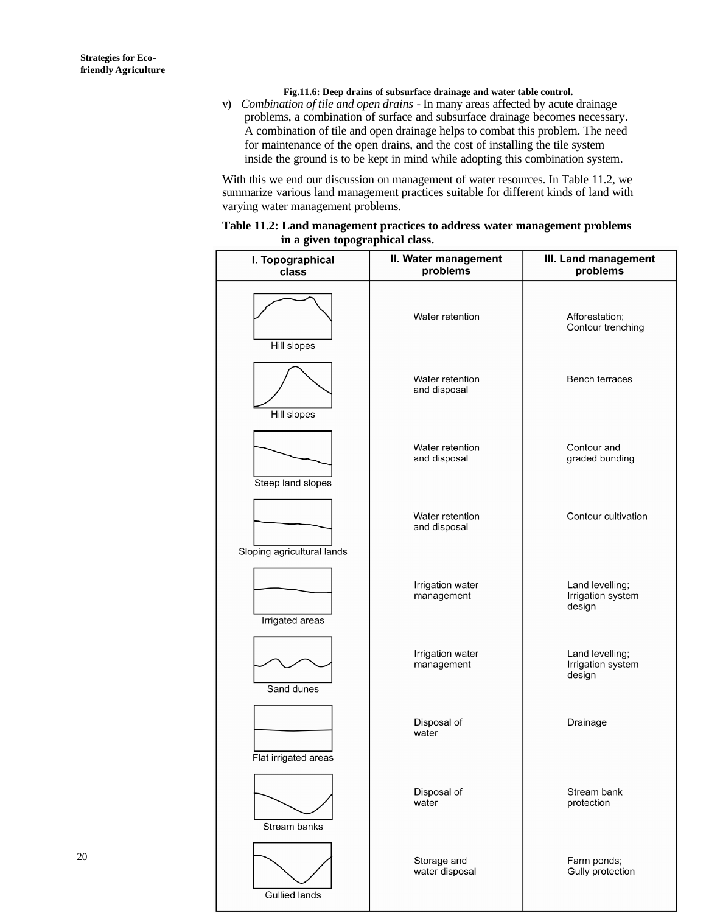Fig.11.6: Deep drains of subsurface drainage and water table control.

v) *Combination of tile and open drains* - In many areas affected by acute drainage problems, a combination of surface and subsurface drainage becomes necessary. A combination of tile and open drainage helps to combat this problem. The need for maintenance of the open drains, and the cost of installing the tile system inside the ground is to be kept in mind while adopting this combination system.

With this we end our discussion on management of water resources. In Table 11.2, we summarize various land management practices suitable for different kinds of land with varying water management problems.

**Table 11.2: Land management practices to address water management problems in a given topographical class.**

| I. Topographical class | II. Water management problems | III. Land management problems |
|---|---|---|
| Hill slopes | Water retention | Afforestation; Contour trenching |
| Hill slopes | Water retention and disposal | Bench terraces |
| Steep land slopes | Water retention and disposal | Contour and graded bunding |
| Sloping agricultural lands | Water retention and disposal | Contour cultivation |
| Irrigated areas | Irrigation water management | Land levelling; Irrigation system design |
| Sand dunes | Irrigation water management | Land levelling; Irrigation system design |
| Flat irrigated areas | Disposal of water | Drainage |
| Stream banks | Disposal of water | Stream bank protection |
| Gullied lands | Storage and water disposal | Farm ponds; Gully protection |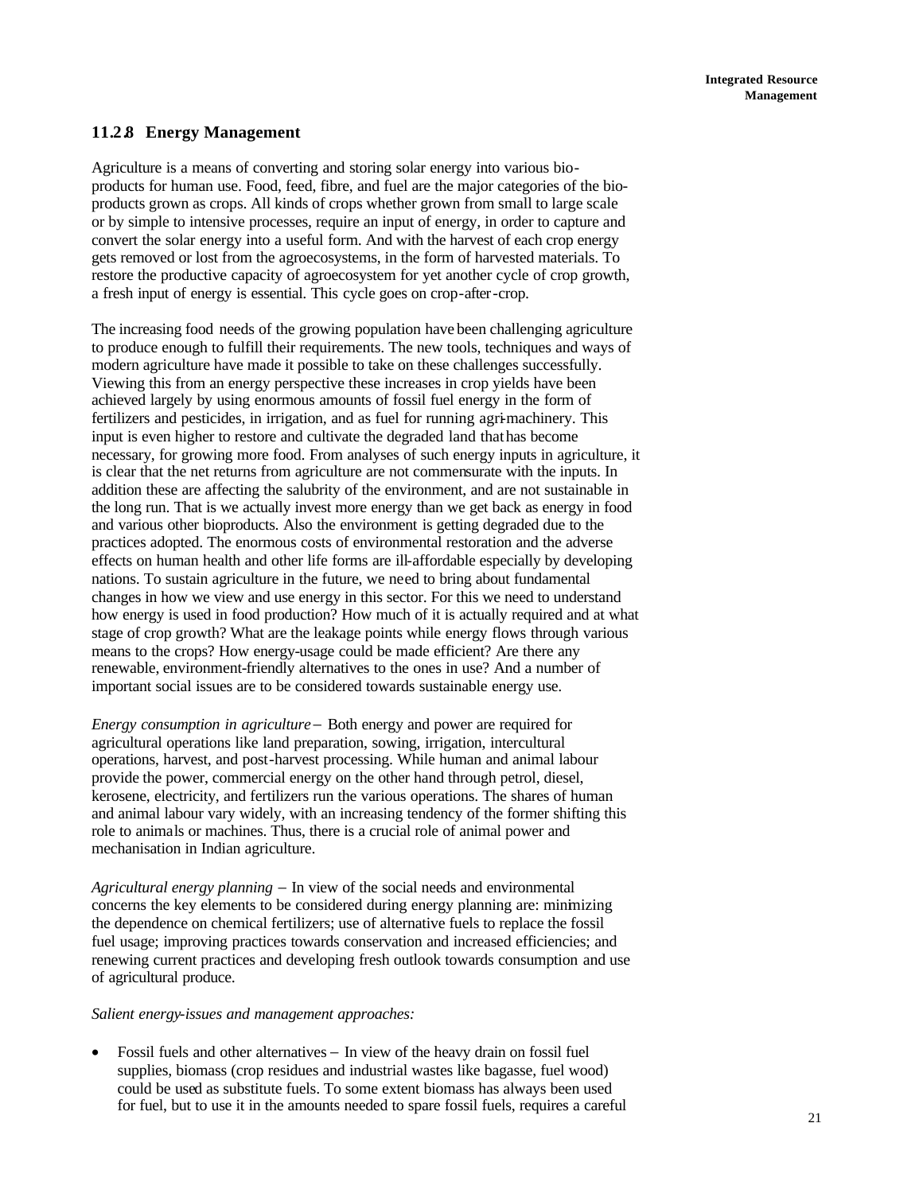### 11.2.8 Energy Management

Agriculture is a means of converting and storing solar energy into various bio-products for human use. Food, feed, fibre, and fuel are the major categories of the bio-products grown as crops. All kinds of crops whether grown from small to large scale or by simple to intensive processes, require an input of energy, in order to capture and convert the solar energy into a useful form. And with the harvest of each crop energy gets removed or lost from the agroecosystems, in the form of harvested materials. To restore the productive capacity of agroecosystem for yet another cycle of crop growth, a fresh input of energy is essential. This cycle goes on crop-after-crop.

The increasing food needs of the growing population have been challenging agriculture to produce enough to fulfill their requirements. The new tools, techniques and ways of modern agriculture have made it possible to take on these challenges successfully. Viewing this from an energy perspective these increases in crop yields have been achieved largely by using enormous amounts of fossil fuel energy in the form of fertilizers and pesticides, in irrigation, and as fuel for running agri-machinery. This input is even higher to restore and cultivate the degraded land that has become necessary, for growing more food. From analyses of such energy inputs in agriculture, it is clear that the net returns from agriculture are not commensurate with the inputs. In addition these are affecting the salubrity of the environment, and are not sustainable in the long run. That is we actually invest more energy than we get back as energy in food and various other bioproducts. Also the environment is getting degraded due to the practices adopted. The enormous costs of environmental restoration and the adverse effects on human health and other life forms are ill-affordable especially by developing nations. To sustain agriculture in the future, we need to bring about fundamental changes in how we view and use energy in this sector. For this we need to understand how energy is used in food production? How much of it is actually required and at what stage of crop growth? What are the leakage points while energy flows through various means to the crops? How energy-usage could be made efficient? Are there any renewable, environment-friendly alternatives to the ones in use? And a number of important social issues are to be considered towards sustainable energy use.

*Energy consumption in agriculture* – Both energy and power are required for agricultural operations like land preparation, sowing, irrigation, intercultural operations, harvest, and post-harvest processing. While human and animal labour provide the power, commercial energy on the other hand through petrol, diesel, kerosene, electricity, and fertilizers run the various operations. The shares of human and animal labour vary widely, with an increasing tendency of the former shifting this role to animals or machines. Thus, there is a crucial role of animal power and mechanisation in Indian agriculture.

*Agricultural energy planning* – In view of the social needs and environmental concerns the key elements to be considered during energy planning are: minimizing the dependence on chemical fertilizers; use of alternative fuels to replace the fossil fuel usage; improving practices towards conservation and increased efficiencies; and renewing current practices and developing fresh outlook towards consumption and use of agricultural produce.

*Salient energy-issues and management approaches:*

- Fossil fuels and other alternatives – In view of the heavy drain on fossil fuel supplies, biomass (crop residues and industrial wastes like bagasse, fuel wood) could be used as substitute fuels. To some extent biomass has always been used for fuel, but to use it in the amounts needed to spare fossil fuels, requires a careful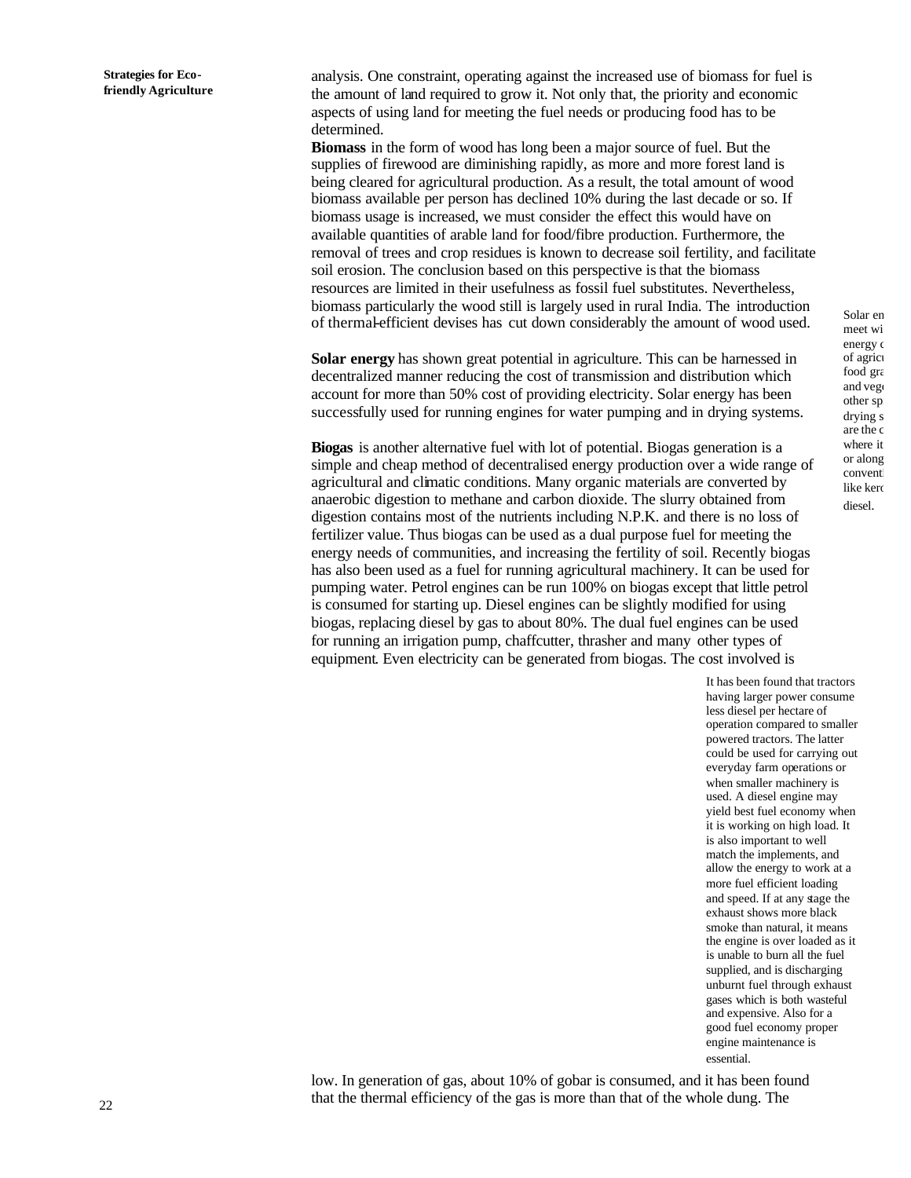analysis. One constraint, operating against the increased use of biomass for fuel is the amount of land required to grow it. Not only that, the priority and economic aspects of using land for meeting the fuel needs or producing food has to be determined.

**Biomass** in the form of wood has long been a major source of fuel. But the supplies of firewood are diminishing rapidly, as more and more forest land is being cleared for agricultural production. As a result, the total amount of wood biomass available per person has declined 10% during the last decade or so. If biomass usage is increased, we must consider the effect this would have on available quantities of arable land for food/fibre production. Furthermore, the removal of trees and crop residues is known to decrease soil fertility, and facilitate soil erosion. The conclusion based on this perspective is that the biomass resources are limited in their usefulness as fossil fuel substitutes. Nevertheless, biomass particularly the wood still is largely used in rural India. The introduction of thermal-efficient devises has cut down considerably the amount of wood used.

**Solar energy** has shown great potential in agriculture. This can be harnessed in decentralized manner reducing the cost of transmission and distribution which account for more than 50% cost of providing electricity. Solar energy has been successfully used for running engines for water pumping and in drying systems.

Solar en meet wi energy c of agricu food gra and vege other sp drying s are the c where it or along conventi like kero diesel.

**Biogas** is another alternative fuel with lot of potential. Biogas generation is a simple and cheap method of decentralised energy production over a wide range of agricultural and climatic conditions. Many organic materials are converted by anaerobic digestion to methane and carbon dioxide. The slurry obtained from digestion contains most of the nutrients including N.P.K. and there is no loss of fertilizer value. Thus biogas can be used as a dual purpose fuel for meeting the energy needs of communities, and increasing the fertility of soil. Recently biogas has also been used as a fuel for running agricultural machinery. It can be used for pumping water. Petrol engines can be run 100% on biogas except that little petrol is consumed for starting up. Diesel engines can be slightly modified for using biogas, replacing diesel by gas to about 80%. The dual fuel engines can be used for running an irrigation pump, chaffcutter, thrasher and many other types of equipment. Even electricity can be generated from biogas. The cost involved is low. In generation of gas, about 10% of gobar is consumed, and it has been found that the thermal efficiency of the gas is more than that of the whole dung. The

It has been found that tractors having larger power consume less diesel per hectare of operation compared to smaller powered tractors. The latter could be used for carrying out everyday farm operations or when smaller machinery is used. A diesel engine may yield best fuel economy when it is working on high load. It is also important to well match the implements, and allow the energy to work at a more fuel efficient loading and speed. If at any stage the exhaust shows more black smoke than natural, it means the engine is over loaded as it is unable to burn all the fuel supplied, and is discharging unburnt fuel through exhaust gases which is both wasteful and expensive. Also for a good fuel economy proper engine maintenance is essential.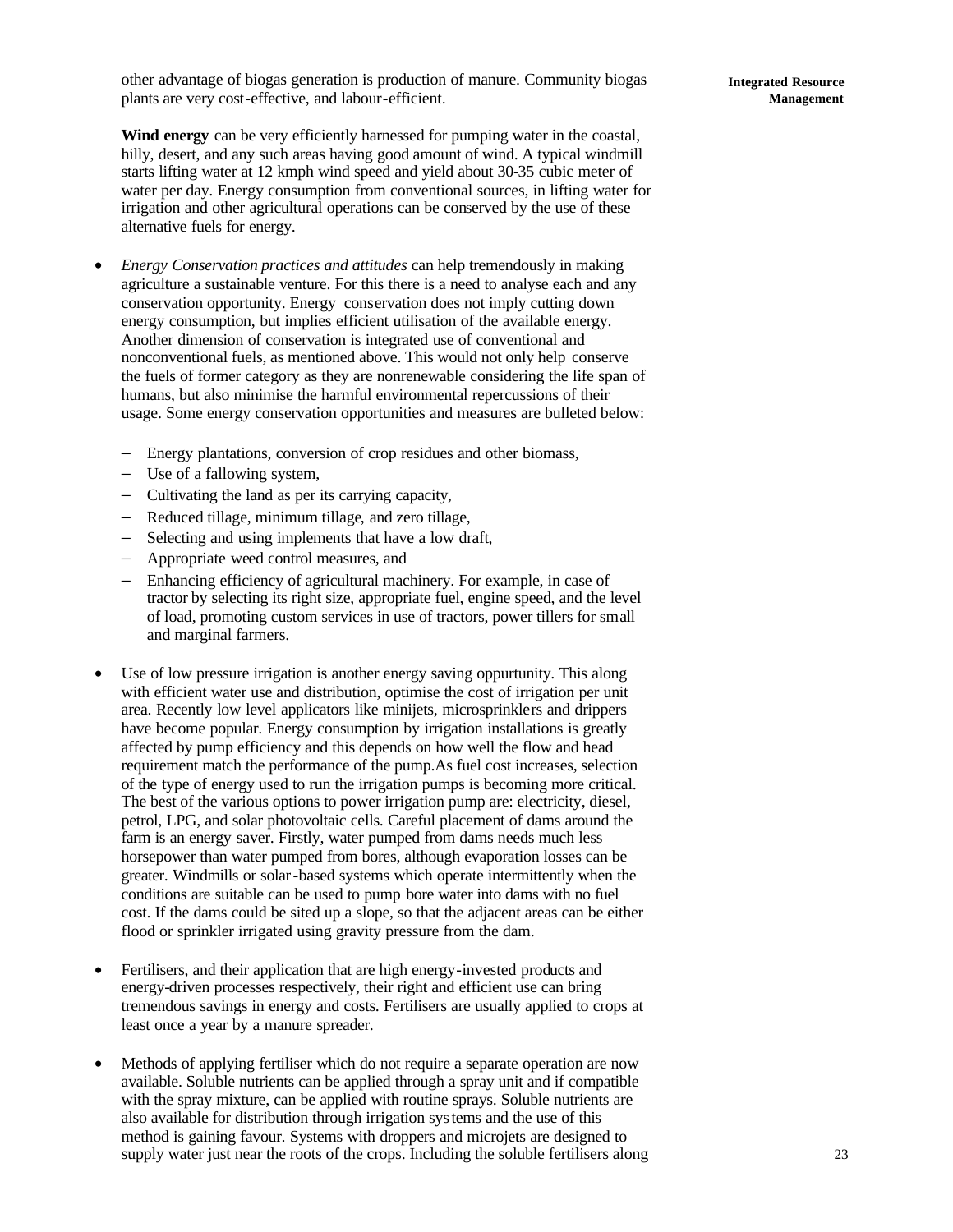other advantage of biogas generation is production of manure. Community biogas plants are very cost-effective, and labour-efficient.

**Wind energy** can be very efficiently harnessed for pumping water in the coastal, hilly, desert, and any such areas having good amount of wind. A typical windmill starts lifting water at 12 kmph wind speed and yield about 30-35 cubic meter of water per day. Energy consumption from conventional sources, in lifting water for irrigation and other agricultural operations can be conserved by the use of these alternative fuels for energy.

- *Energy Conservation practices and attitudes* can help tremendously in making agriculture a sustainable venture. For this there is a need to analyse each and any conservation opportunity. Energy conservation does not imply cutting down energy consumption, but implies efficient utilisation of the available energy. Another dimension of conservation is integrated use of conventional and nonconventional fuels, as mentioned above. This would not only help conserve the fuels of former category as they are nonrenewable considering the life span of humans, but also minimise the harmful environmental repercussions of their usage. Some energy conservation opportunities and measures are bulleted below:

  - Energy plantations, conversion of crop residues and other biomass,
  - Use of a fallowing system,
  - Cultivating the land as per its carrying capacity,
  - Reduced tillage, minimum tillage, and zero tillage,
  - Selecting and using implements that have a low draft,
  - Appropriate weed control measures, and
  - Enhancing efficiency of agricultural machinery. For example, in case of tractor by selecting its right size, appropriate fuel, engine speed, and the level of load, promoting custom services in use of tractors, power tillers for small and marginal farmers.

- Use of low pressure irrigation is another energy saving oppurtunity. This along with efficient water use and distribution, optimise the cost of irrigation per unit area. Recently low level applicators like minijets, microsprinklers and drippers have become popular. Energy consumption by irrigation installations is greatly affected by pump efficiency and this depends on how well the flow and head requirement match the performance of the pump.As fuel cost increases, selection of the type of energy used to run the irrigation pumps is becoming more critical. The best of the various options to power irrigation pump are: electricity, diesel, petrol, LPG, and solar photovoltaic cells. Careful placement of dams around the farm is an energy saver. Firstly, water pumped from dams needs much less horsepower than water pumped from bores, although evaporation losses can be greater. Windmills or solar-based systems which operate intermittently when the conditions are suitable can be used to pump bore water into dams with no fuel cost. If the dams could be sited up a slope, so that the adjacent areas can be either flood or sprinkler irrigated using gravity pressure from the dam.

- Fertilisers, and their application that are high energy-invested products and energy-driven processes respectively, their right and efficient use can bring tremendous savings in energy and costs. Fertilisers are usually applied to crops at least once a year by a manure spreader.

- Methods of applying fertiliser which do not require a separate operation are now available. Soluble nutrients can be applied through a spray unit and if compatible with the spray mixture, can be applied with routine sprays. Soluble nutrients are also available for distribution through irrigation systems and the use of this method is gaining favour. Systems with droppers and microjets are designed to supply water just near the roots of the crops. Including the soluble fertilisers along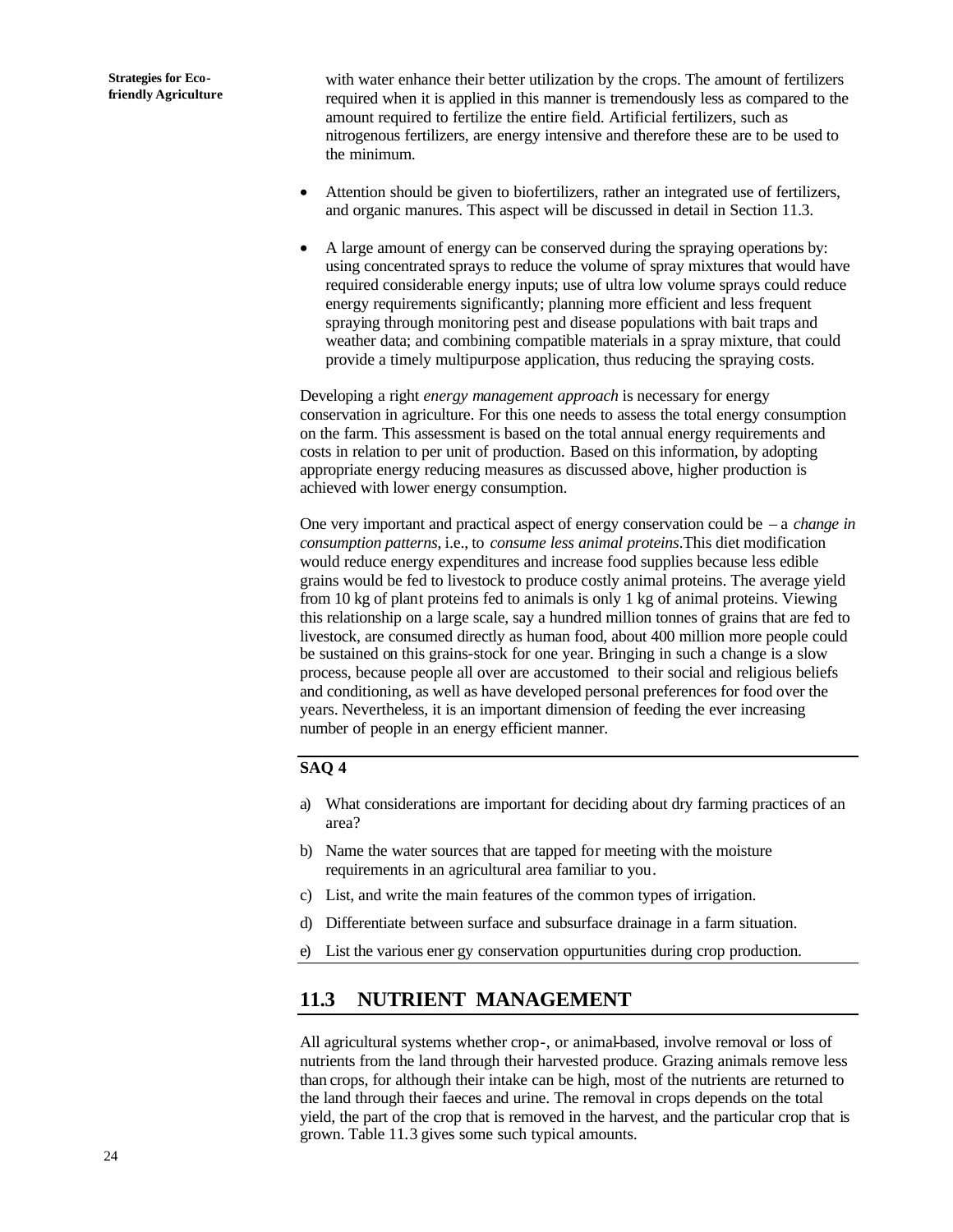with water enhance their better utilization by the crops. The amount of fertilizers required when it is applied in this manner is tremendously less as compared to the amount required to fertilize the entire field. Artificial fertilizers, such as nitrogenous fertilizers, are energy intensive and therefore these are to be used to the minimum.

- Attention should be given to biofertilizers, rather an integrated use of fertilizers, and organic manures. This aspect will be discussed in detail in Section 11.3.
- A large amount of energy can be conserved during the spraying operations by: using concentrated sprays to reduce the volume of spray mixtures that would have required considerable energy inputs; use of ultra low volume sprays could reduce energy requirements significantly; planning more efficient and less frequent spraying through monitoring pest and disease populations with bait traps and weather data; and combining compatible materials in a spray mixture, that could provide a timely multipurpose application, thus reducing the spraying costs.

Developing a right *energy management approach* is necessary for energy conservation in agriculture. For this one needs to assess the total energy consumption on the farm. This assessment is based on the total annual energy requirements and costs in relation to per unit of production. Based on this information, by adopting appropriate energy reducing measures as discussed above, higher production is achieved with lower energy consumption.

One very important and practical aspect of energy conservation could be – a *change in consumption patterns*, i.e., to *consume less animal proteins*.This diet modification would reduce energy expenditures and increase food supplies because less edible grains would be fed to livestock to produce costly animal proteins. The average yield from 10 kg of plant proteins fed to animals is only 1 kg of animal proteins. Viewing this relationship on a large scale, say a hundred million tonnes of grains that are fed to livestock, are consumed directly as human food, about 400 million more people could be sustained on this grains-stock for one year. Bringing in such a change is a slow process, because people all over are accustomed to their social and religious beliefs and conditioning, as well as have developed personal preferences for food over the years. Nevertheless, it is an important dimension of feeding the ever increasing number of people in an energy efficient manner.

**SAQ 4**

a) What considerations are important for deciding about dry farming practices of an area?

b) Name the water sources that are tapped for meeting with the moisture requirements in an agricultural area familiar to you.

c) List, and write the main features of the common types of irrigation.

d) Differentiate between surface and subsurface drainage in a farm situation.

e) List the various ener gy conservation oppurtunities during crop production.

## 11.3 NUTRIENT MANAGEMENT

All agricultural systems whether crop-, or animal-based, involve removal or loss of nutrients from the land through their harvested produce. Grazing animals remove less than crops, for although their intake can be high, most of the nutrients are returned to the land through their faeces and urine. The removal in crops depends on the total yield, the part of the crop that is removed in the harvest, and the particular crop that is grown. Table 11.3 gives some such typical amounts.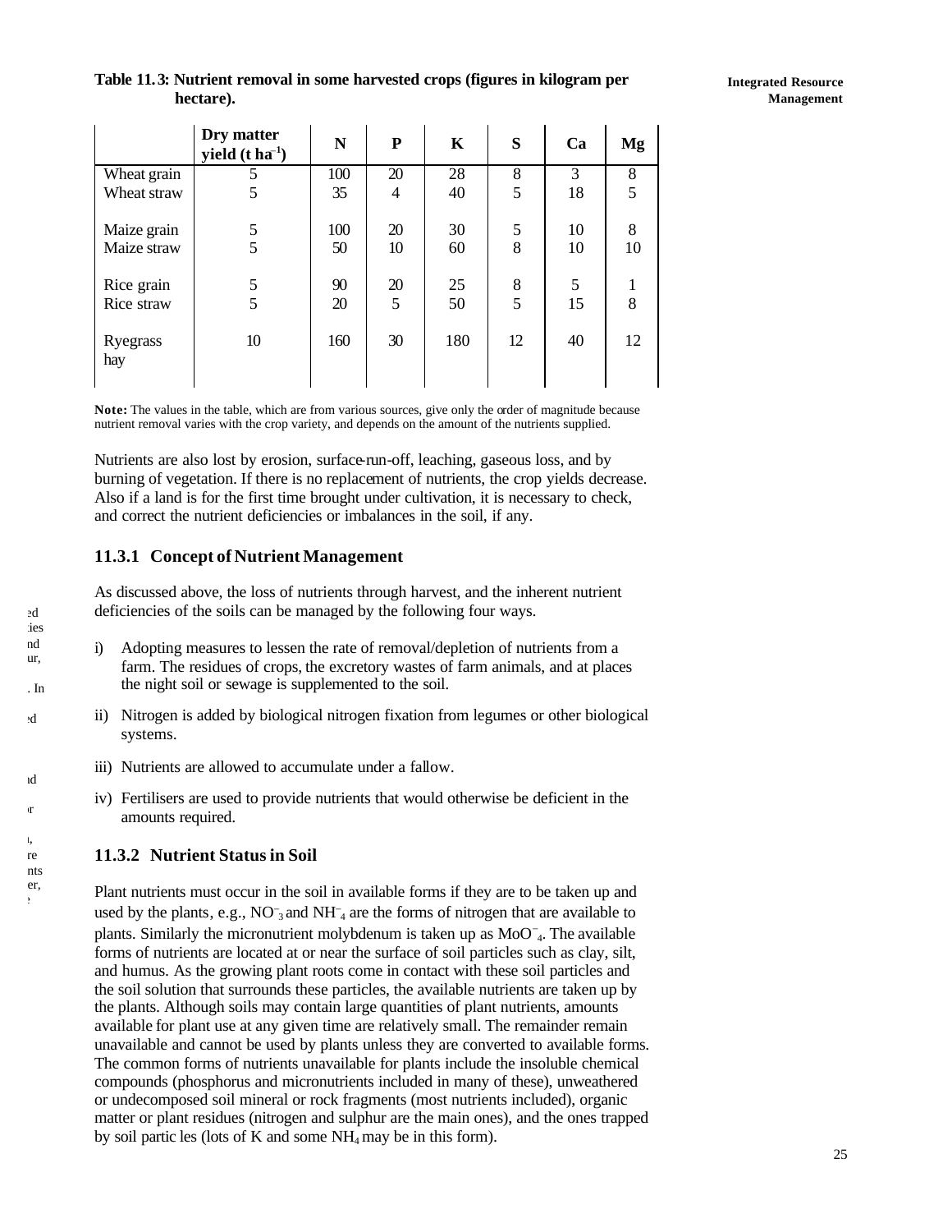**Table 11.3: Nutrient removal in some harvested crops (figures in kilogram per hectare).**

| | Dry matter yield (t $ha^{-1}$) | N | P | K | S | Ca | Mg |
|---|---|---|---|---|---|---|---|
| Wheat grain | 5 | 100 | 20 | 28 | 8 | 3 | 8 |
| Wheat straw | 5 | 35 | 4 | 40 | 5 | 18 | 5 |
| Maize grain | 5 | 100 | 20 | 30 | 5 | 10 | 8 |
| Maize straw | 5 | 50 | 10 | 60 | 8 | 10 | 10 |
| Rice grain | 5 | 90 | 20 | 25 | 8 | 5 | 1 |
| Rice straw | 5 | 20 | 5 | 50 | 5 | 15 | 8 |
| Ryegrass hay | 10 | 160 | 30 | 180 | 12 | 40 | 12 |

**Note:** The values in the table, which are from various sources, give only the order of magnitude because nutrient removal varies with the crop variety, and depends on the amount of the nutrients supplied.

Nutrients are also lost by erosion, surface-run-off, leaching, gaseous loss, and by burning of vegetation. If there is no replacement of nutrients, the crop yields decrease. Also if a land is for the first time brought under cultivation, it is necessary to check, and correct the nutrient deficiencies or imbalances in the soil, if any.

### 11.3.1 Concept of Nutrient Management

As discussed above, the loss of nutrients through harvest, and the inherent nutrient deficiencies of the soils can be managed by the following four ways.

i) Adopting measures to lessen the rate of removal/depletion of nutrients from a farm. The residues of crops, the excretory wastes of farm animals, and at places the night soil or sewage is supplemented to the soil.

ii) Nitrogen is added by biological nitrogen fixation from legumes or other biological systems.

iii) Nutrients are allowed to accumulate under a fallow.

iv) Fertilisers are used to provide nutrients that would otherwise be deficient in the amounts required.

### 11.3.2 Nutrient Status in Soil

Plant nutrients must occur in the soil in available forms if they are to be taken up and used by the plants, e.g., $NO^-_3$ and $NH^-_4$ are the forms of nitrogen that are available to plants. Similarly the micronutrient molybdenum is taken up as $MoO^-_4$. The available forms of nutrients are located at or near the surface of soil particles such as clay, silt, and humus. As the growing plant roots come in contact with these soil particles and the soil solution that surrounds these particles, the available nutrients are taken up by the plants. Although soils may contain large quantities of plant nutrients, amounts available for plant use at any given time are relatively small. The remainder remain unavailable and cannot be used by plants unless they are converted to available forms. The common forms of nutrients unavailable for plants include the insoluble chemical compounds (phosphorus and micronutrients included in many of these), unweathered or undecomposed soil mineral or rock fragments (most nutrients included), organic matter or plant residues (nitrogen and sulphur are the main ones), and the ones trapped by soil partic les (lots of K and some $NH_4$ may be in this form).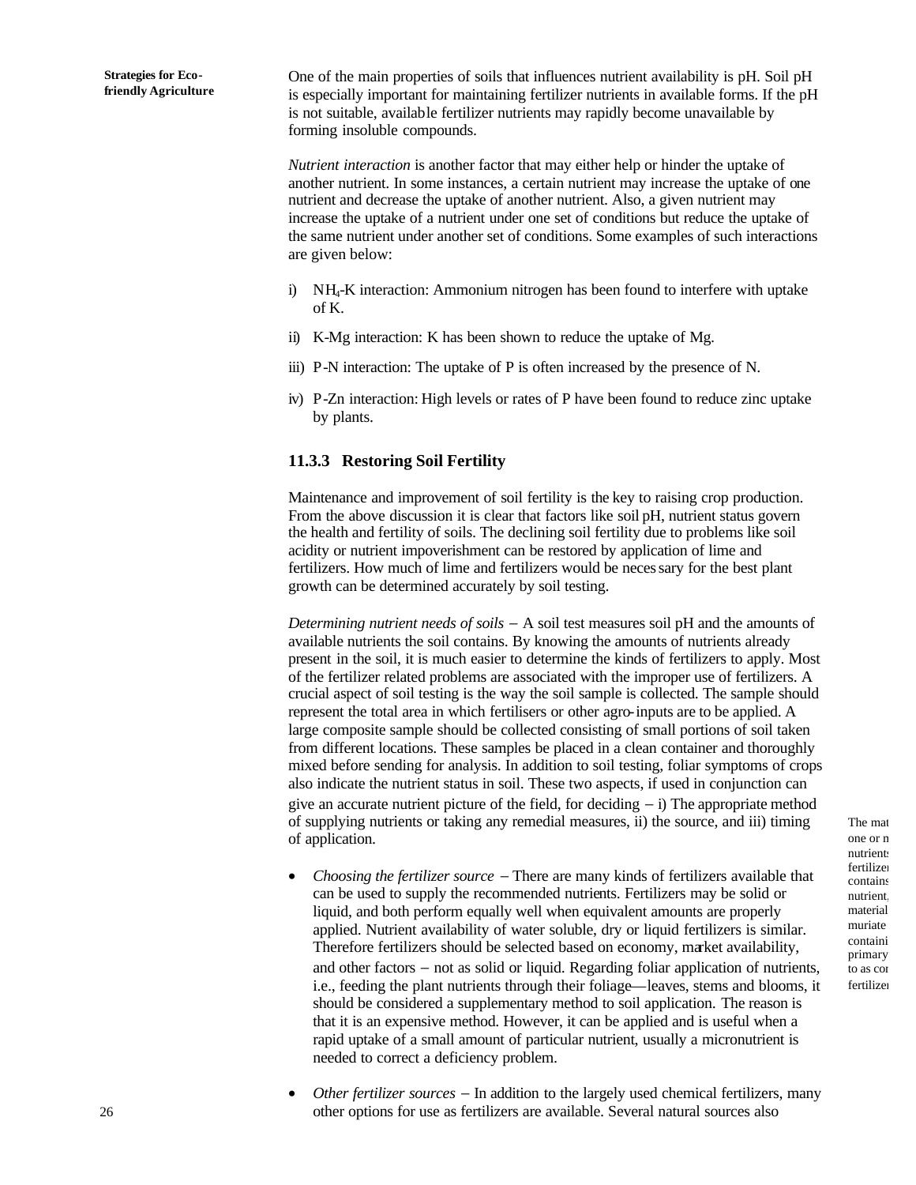One of the main properties of soils that influences nutrient availability is pH. Soil pH is especially important for maintaining fertilizer nutrients in available forms. If the pH is not suitable, available fertilizer nutrients may rapidly become unavailable by forming insoluble compounds.

*Nutrient interaction* is another factor that may either help or hinder the uptake of another nutrient. In some instances, a certain nutrient may increase the uptake of one nutrient and decrease the uptake of another nutrient. Also, a given nutrient may increase the uptake of a nutrient under one set of conditions but reduce the uptake of the same nutrient under another set of conditions. Some examples of such interactions are given below:

i) $NH_4$-K interaction: Ammonium nitrogen has been found to interfere with uptake of K.

ii) K-Mg interaction: K has been shown to reduce the uptake of Mg.

iii) P-N interaction: The uptake of P is often increased by the presence of N.

iv) P-Zn interaction: High levels or rates of P have been found to reduce zinc uptake by plants.

### 11.3.3 Restoring Soil Fertility

Maintenance and improvement of soil fertility is the key to raising crop production. From the above discussion it is clear that factors like soil pH, nutrient status govern the health and fertility of soils. The declining soil fertility due to problems like soil acidity or nutrient impoverishment can be restored by application of lime and fertilizers. How much of lime and fertilizers would be necessary for the best plant growth can be determined accurately by soil testing.

*Determining nutrient needs of soils* – A soil test measures soil pH and the amounts of available nutrients the soil contains. By knowing the amounts of nutrients already present in the soil, it is much easier to determine the kinds of fertilizers to apply. Most of the fertilizer related problems are associated with the improper use of fertilizers. A crucial aspect of soil testing is the way the soil sample is collected. The sample should represent the total area in which fertilisers or other agro-inputs are to be applied. A large composite sample should be collected consisting of small portions of soil taken from different locations. These samples be placed in a clean container and thoroughly mixed before sending for analysis. In addition to soil testing, foliar symptoms of crops also indicate the nutrient status in soil. These two aspects, if used in conjunction can give an accurate nutrient picture of the field, for deciding – i) The appropriate method of supplying nutrients or taking any remedial measures, ii) the source, and iii) timing of application.

- *Choosing the fertilizer source* – There are many kinds of fertilizers available that can be used to supply the recommended nutrients. Fertilizers may be solid or liquid, and both perform equally well when equivalent amounts are properly applied. Nutrient availability of water soluble, dry or liquid fertilizers is similar. Therefore fertilizers should be selected based on economy, market availability, and other factors – not as solid or liquid. Regarding foliar application of nutrients, i.e., feeding the plant nutrients through their foliage—leaves, stems and blooms, it should be considered a supplementary method to soil application. The reason is that it is an expensive method. However, it can be applied and is useful when a rapid uptake of a small amount of particular nutrient, usually a micronutrient is needed to correct a deficiency problem.

- *Other fertilizer sources* – In addition to the largely used chemical fertilizers, many other options for use as fertilizers are available. Several natural sources also

The mat one or n nutrients fertilizer contains nutrient, material muriate containi primary to as cor fertilizer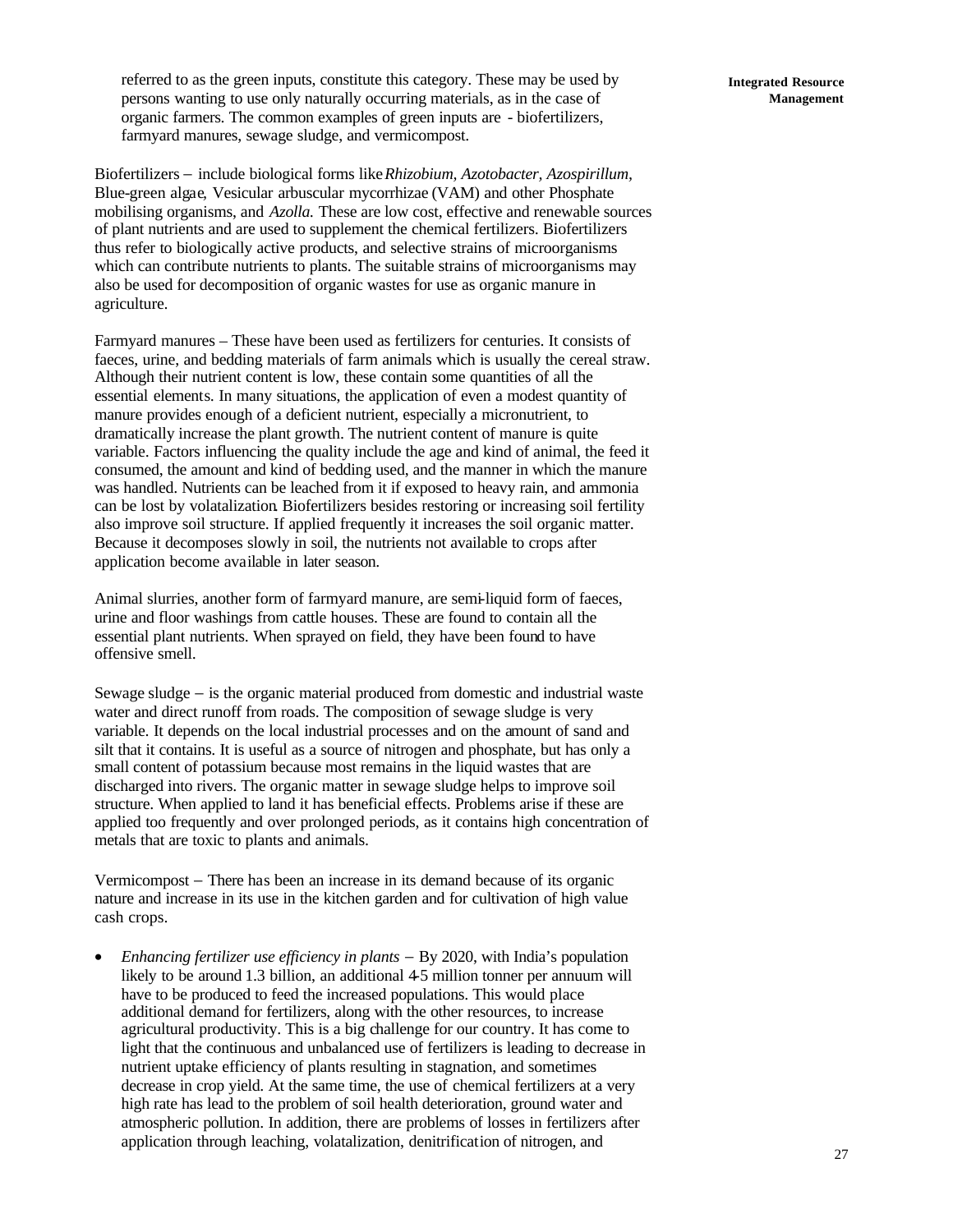referred to as the green inputs, constitute this category. These may be used by persons wanting to use only naturally occurring materials, as in the case of organic farmers. The common examples of green inputs are - biofertilizers, farmyard manures, sewage sludge, and vermicompost.

Biofertilizers – include biological forms like *Rhizobium, Azotobacter, Azospirillum,* Blue-green algae, Vesicular arbuscular mycorrhizae (VAM) and other Phosphate mobilising organisms, and *Azolla.* These are low cost, effective and renewable sources of plant nutrients and are used to supplement the chemical fertilizers. Biofertilizers thus refer to biologically active products, and selective strains of microorganisms which can contribute nutrients to plants. The suitable strains of microorganisms may also be used for decomposition of organic wastes for use as organic manure in agriculture.

Farmyard manures – These have been used as fertilizers for centuries. It consists of faeces, urine, and bedding materials of farm animals which is usually the cereal straw. Although their nutrient content is low, these contain some quantities of all the essential elements. In many situations, the application of even a modest quantity of manure provides enough of a deficient nutrient, especially a micronutrient, to dramatically increase the plant growth. The nutrient content of manure is quite variable. Factors influencing the quality include the age and kind of animal, the feed it consumed, the amount and kind of bedding used, and the manner in which the manure was handled. Nutrients can be leached from it if exposed to heavy rain, and ammonia can be lost by volatalization. Biofertilizers besides restoring or increasing soil fertility also improve soil structure. If applied frequently it increases the soil organic matter. Because it decomposes slowly in soil, the nutrients not available to crops after application become available in later season.

Animal slurries, another form of farmyard manure, are semi-liquid form of faeces, urine and floor washings from cattle houses. These are found to contain all the essential plant nutrients. When sprayed on field, they have been found to have offensive smell.

Sewage sludge – is the organic material produced from domestic and industrial waste water and direct runoff from roads. The composition of sewage sludge is very variable. It depends on the local industrial processes and on the amount of sand and silt that it contains. It is useful as a source of nitrogen and phosphate, but has only a small content of potassium because most remains in the liquid wastes that are discharged into rivers. The organic matter in sewage sludge helps to improve soil structure. When applied to land it has beneficial effects. Problems arise if these are applied too frequently and over prolonged periods, as it contains high concentration of metals that are toxic to plants and animals.

Vermicompost – There has been an increase in its demand because of its organic nature and increase in its use in the kitchen garden and for cultivation of high value cash crops.

- *Enhancing fertilizer use efficiency in plants* – By 2020, with India's population likely to be around 1.3 billion, an additional 4-5 million tonner per annuum will have to be produced to feed the increased populations. This would place additional demand for fertilizers, along with the other resources, to increase agricultural productivity. This is a big challenge for our country. It has come to light that the continuous and unbalanced use of fertilizers is leading to decrease in nutrient uptake efficiency of plants resulting in stagnation, and sometimes decrease in crop yield. At the same time, the use of chemical fertilizers at a very high rate has lead to the problem of soil health deterioration, ground water and atmospheric pollution. In addition, there are problems of losses in fertilizers after application through leaching, volatalization, denitrification of nitrogen, and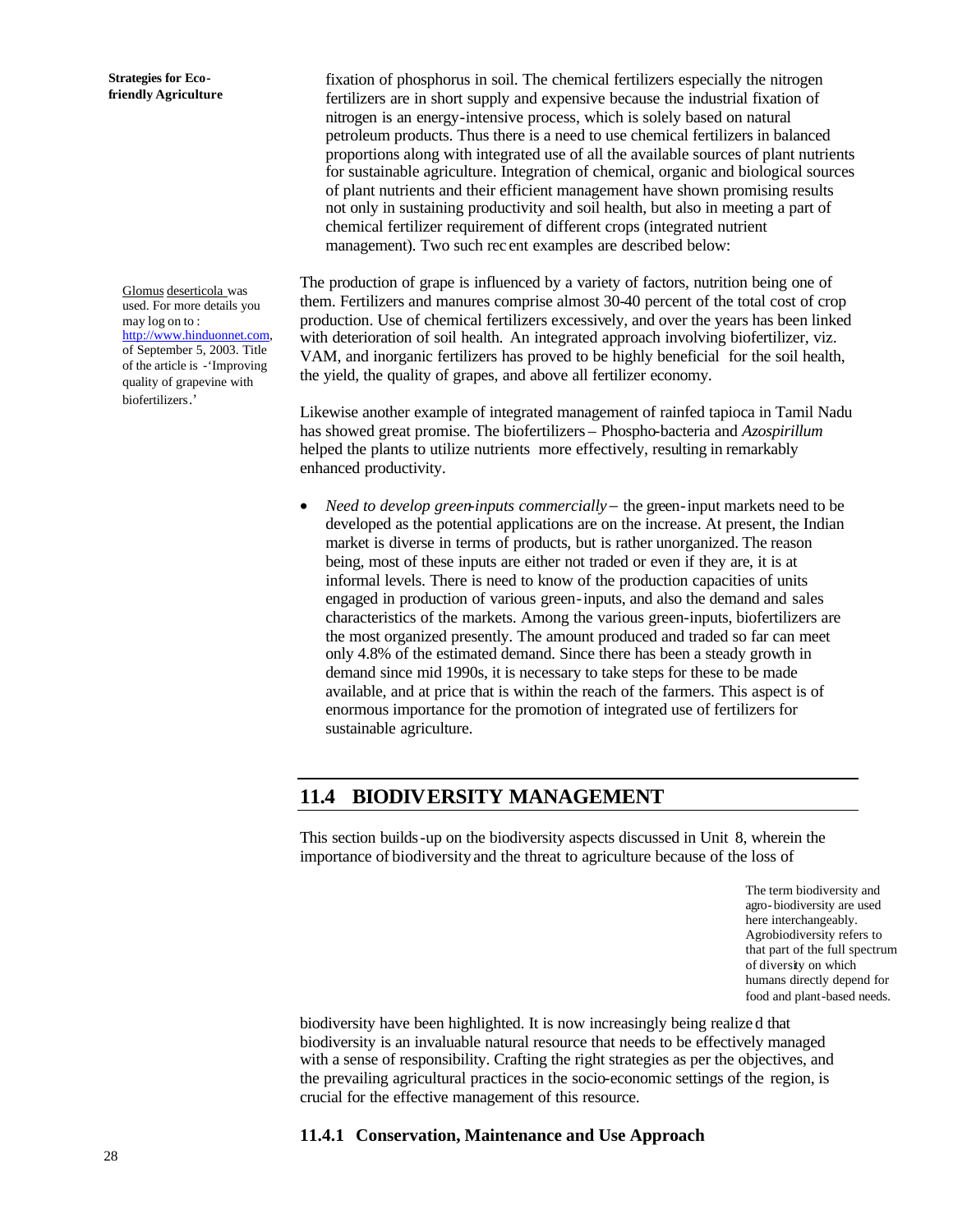fixation of phosphorus in soil. The chemical fertilizers especially the nitrogen fertilizers are in short supply and expensive because the industrial fixation of nitrogen is an energy-intensive process, which is solely based on natural petroleum products. Thus there is a need to use chemical fertilizers in balanced proportions along with integrated use of all the available sources of plant nutrients for sustainable agriculture. Integration of chemical, organic and biological sources of plant nutrients and their efficient management have shown promising results not only in sustaining productivity and soil health, but also in meeting a part of chemical fertilizer requirement of different crops (integrated nutrient management). Two such recent examples are described below:

The production of grape is influenced by a variety of factors, nutrition being one of them. Fertilizers and manures comprise almost 30-40 percent of the total cost of crop production. Use of chemical fertilizers excessively, and over the years has been linked with deterioration of soil health. An integrated approach involving biofertilizer, viz. VAM, and inorganic fertilizers has proved to be highly beneficial for the soil health, the yield, the quality of grapes, and above all fertilizer economy.

Glomus deserticola was used. For more details you may log on to : http://www.hinduonnet.com, of September 5, 2003. Title of the article is -'Improving quality of grapevine with biofertilizers.'

Likewise another example of integrated management of rainfed tapioca in Tamil Nadu has showed great promise. The biofertilizers – Phospho-bacteria and *Azospirillum* helped the plants to utilize nutrients more effectively, resulting in remarkably enhanced productivity.

- *Need to develop green-inputs commercially* – the green-input markets need to be developed as the potential applications are on the increase. At present, the Indian market is diverse in terms of products, but is rather unorganized. The reason being, most of these inputs are either not traded or even if they are, it is at informal levels. There is need to know of the production capacities of units engaged in production of various green-inputs, and also the demand and sales characteristics of the markets. Among the various green-inputs, biofertilizers are the most organized presently. The amount produced and traded so far can meet only 4.8% of the estimated demand. Since there has been a steady growth in demand since mid 1990s, it is necessary to take steps for these to be made available, and at price that is within the reach of the farmers. This aspect is of enormous importance for the promotion of integrated use of fertilizers for sustainable agriculture.

## 11.4 BIODIVERSITY MANAGEMENT

This section builds-up on the biodiversity aspects discussed in Unit 8, wherein the importance of biodiversity and the threat to agriculture because of the loss of biodiversity have been highlighted. It is now increasingly being realized that biodiversity is an invaluable natural resource that needs to be effectively managed with a sense of responsibility. Crafting the right strategies as per the objectives, and the prevailing agricultural practices in the socio-economic settings of the region, is crucial for the effective management of this resource.

The term biodiversity and agro-biodiversity are used here interchangeably. Agrobiodiversity refers to that part of the full spectrum of diversity on which humans directly depend for food and plant-based needs.

### 11.4.1 Conservation, Maintenance and Use Approach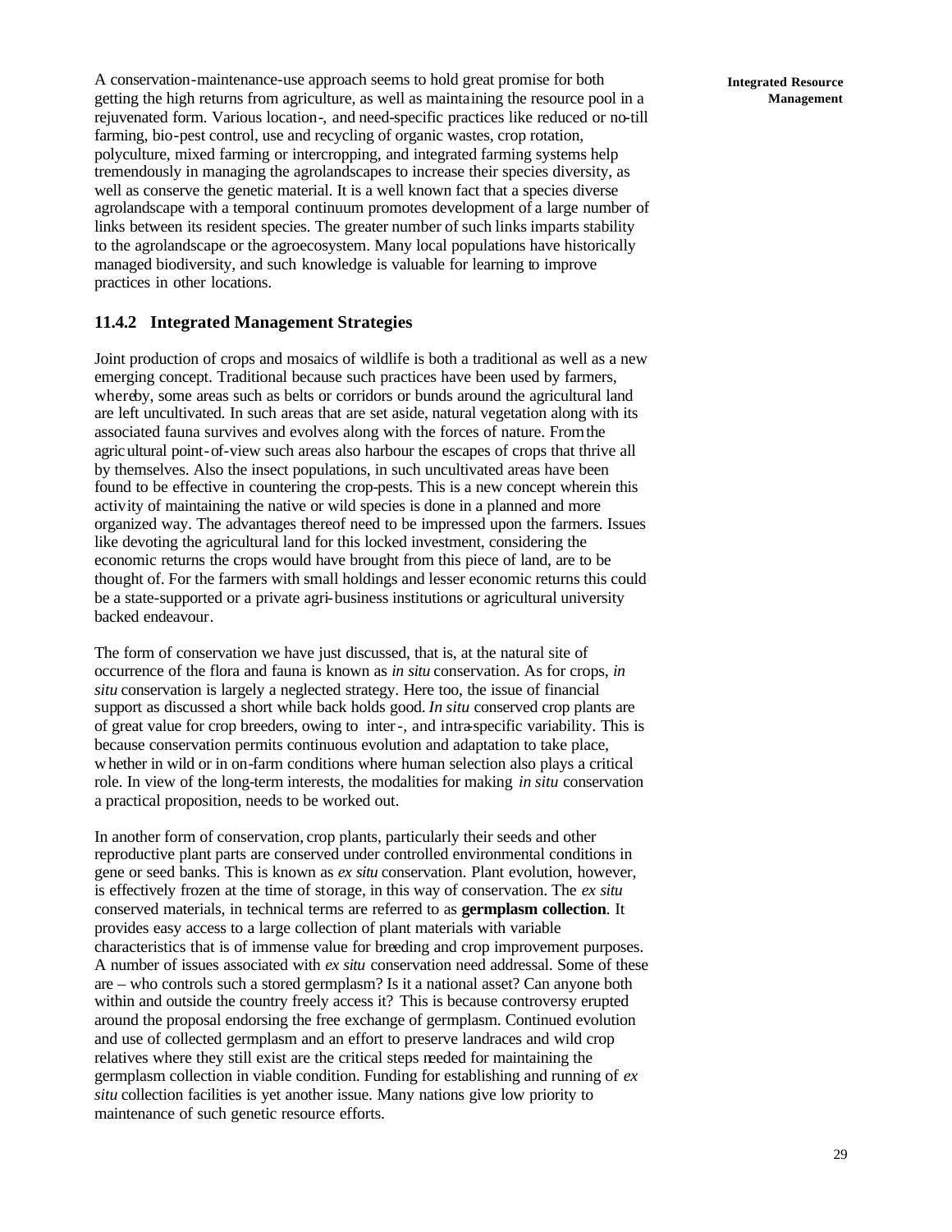A conservation-maintenance-use approach seems to hold great promise for both getting the high returns from agriculture, as well as maintaining the resource pool in a rejuvenated form. Various location-, and need-specific practices like reduced or no-till farming, bio-pest control, use and recycling of organic wastes, crop rotation, polyculture, mixed farming or intercropping, and integrated farming systems help tremendously in managing the agrolandscapes to increase their species diversity, as well as conserve the genetic material. It is a well known fact that a species diverse agrolandscape with a temporal continuum promotes development of a large number of links between its resident species. The greater number of such links imparts stability to the agrolandscape or the agroecosystem. Many local populations have historically managed biodiversity, and such knowledge is valuable for learning to improve practices in other locations.

### 11.4.2 Integrated Management Strategies

Joint production of crops and mosaics of wildlife is both a traditional as well as a new emerging concept. Traditional because such practices have been used by farmers, whereby, some areas such as belts or corridors or bunds around the agricultural land are left uncultivated. In such areas that are set aside, natural vegetation along with its associated fauna survives and evolves along with the forces of nature. From the agricultural point-of-view such areas also harbour the escapes of crops that thrive all by themselves. Also the insect populations, in such uncultivated areas have been found to be effective in countering the crop-pests. This is a new concept wherein this activity of maintaining the native or wild species is done in a planned and more organized way. The advantages thereof need to be impressed upon the farmers. Issues like devoting the agricultural land for this locked investment, considering the economic returns the crops would have brought from this piece of land, are to be thought of. For the farmers with small holdings and lesser economic returns this could be a state-supported or a private agri-business institutions or agricultural university backed endeavour.

The form of conservation we have just discussed, that is, at the natural site of occurrence of the flora and fauna is known as *in situ* conservation. As for crops, *in situ* conservation is largely a neglected strategy. Here too, the issue of financial support as discussed a short while back holds good. *In situ* conserved crop plants are of great value for crop breeders, owing to inter-, and intra-specific variability. This is because conservation permits continuous evolution and adaptation to take place, whether in wild or in on-farm conditions where human selection also plays a critical role. In view of the long-term interests, the modalities for making *in situ* conservation a practical proposition, needs to be worked out.

In another form of conservation, crop plants, particularly their seeds and other reproductive plant parts are conserved under controlled environmental conditions in gene or seed banks. This is known as *ex situ* conservation. Plant evolution, however, is effectively frozen at the time of storage, in this way of conservation. The *ex situ* conserved materials, in technical terms are referred to as **germplasm collection**. It provides easy access to a large collection of plant materials with variable characteristics that is of immense value for breeding and crop improvement purposes. A number of issues associated with *ex situ* conservation need addressal. Some of these are – who controls such a stored germplasm? Is it a national asset? Can anyone both within and outside the country freely access it? This is because controversy erupted around the proposal endorsing the free exchange of germplasm. Continued evolution and use of collected germplasm and an effort to preserve landraces and wild crop relatives where they still exist are the critical steps needed for maintaining the germplasm collection in viable condition. Funding for establishing and running of *ex situ* collection facilities is yet another issue. Many nations give low priority to maintenance of such genetic resource efforts.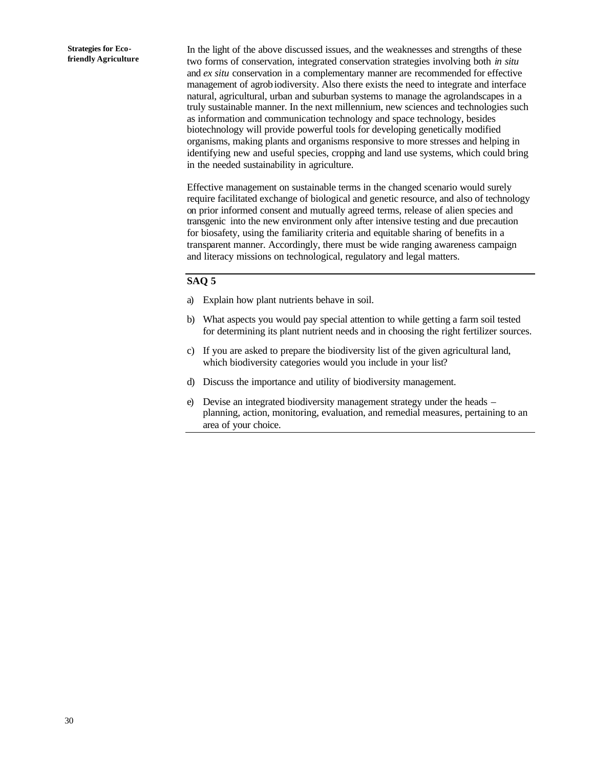In the light of the above discussed issues, and the weaknesses and strengths of these two forms of conservation, integrated conservation strategies involving both *in situ* and *ex situ* conservation in a complementary manner are recommended for effective management of agrobiodiversity. Also there exists the need to integrate and interface natural, agricultural, urban and suburban systems to manage the agrolandscapes in a truly sustainable manner. In the next millennium, new sciences and technologies such as information and communication technology and space technology, besides biotechnology will provide powerful tools for developing genetically modified organisms, making plants and organisms responsive to more stresses and helping in identifying new and useful species, cropping and land use systems, which could bring in the needed sustainability in agriculture.

Effective management on sustainable terms in the changed scenario would surely require facilitated exchange of biological and genetic resource, and also of technology on prior informed consent and mutually agreed terms, release of alien species and transgenic into the new environment only after intensive testing and due precaution for biosafety, using the familiarity criteria and equitable sharing of benefits in a transparent manner. Accordingly, there must be wide ranging awareness campaign and literacy missions on technological, regulatory and legal matters.

---

**SAQ 5**

a) Explain how plant nutrients behave in soil.

b) What aspects you would pay special attention to while getting a farm soil tested for determining its plant nutrient needs and in choosing the right fertilizer sources.

c) If you are asked to prepare the biodiversity list of the given agricultural land, which biodiversity categories would you include in your list?

d) Discuss the importance and utility of biodiversity management.

e) Devise an integrated biodiversity management strategy under the heads – planning, action, monitoring, evaluation, and remedial measures, pertaining to an area of your choice.

---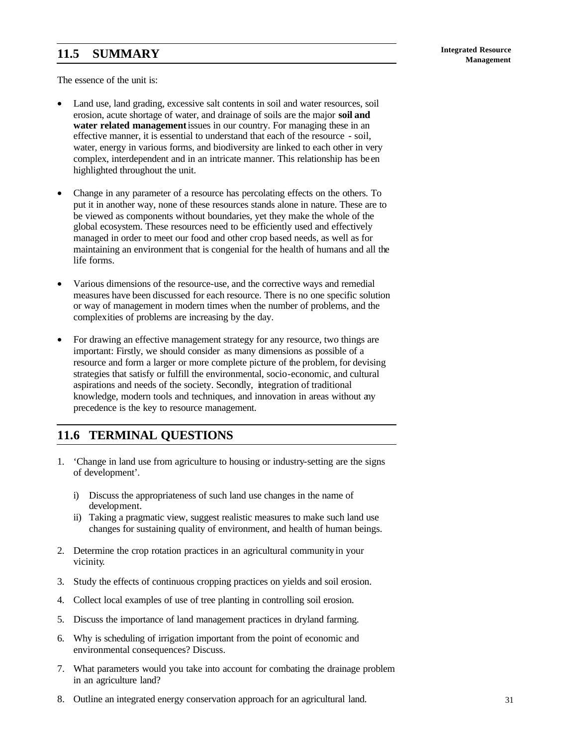## 11.5 SUMMARY

The essence of the unit is:

- Land use, land grading, excessive salt contents in soil and water resources, soil erosion, acute shortage of water, and drainage of soils are the major **soil and water related management** issues in our country. For managing these in an effective manner, it is essential to understand that each of the resource - soil, water, energy in various forms, and biodiversity are linked to each other in very complex, interdependent and in an intricate manner. This relationship has been highlighted throughout the unit.

- Change in any parameter of a resource has percolating effects on the others. To put it in another way, none of these resources stands alone in nature. These are to be viewed as components without boundaries, yet they make the whole of the global ecosystem. These resources need to be efficiently used and effectively managed in order to meet our food and other crop based needs, as well as for maintaining an environment that is congenial for the health of humans and all the life forms.

- Various dimensions of the resource-use, and the corrective ways and remedial measures have been discussed for each resource. There is no one specific solution or way of management in modern times when the number of problems, and the complexities of problems are increasing by the day.

- For drawing an effective management strategy for any resource, two things are important: Firstly, we should consider as many dimensions as possible of a resource and form a larger or more complete picture of the problem, for devising strategies that satisfy or fulfill the environmental, socio-economic, and cultural aspirations and needs of the society. Secondly, integration of traditional knowledge, modern tools and techniques, and innovation in areas without any precedence is the key to resource management.

## 11.6 TERMINAL QUESTIONS

1. 'Change in land use from agriculture to housing or industry-setting are the signs of development'.

   i) Discuss the appropriateness of such land use changes in the name of development.
   ii) Taking a pragmatic view, suggest realistic measures to make such land use changes for sustaining quality of environment, and health of human beings.

2. Determine the crop rotation practices in an agricultural community in your vicinity.

3. Study the effects of continuous cropping practices on yields and soil erosion.

4. Collect local examples of use of tree planting in controlling soil erosion.

5. Discuss the importance of land management practices in dryland farming.

6. Why is scheduling of irrigation important from the point of economic and environmental consequences? Discuss.

7. What parameters would you take into account for combating the drainage problem in an agriculture land?

8. Outline an integrated energy conservation approach for an agricultural land.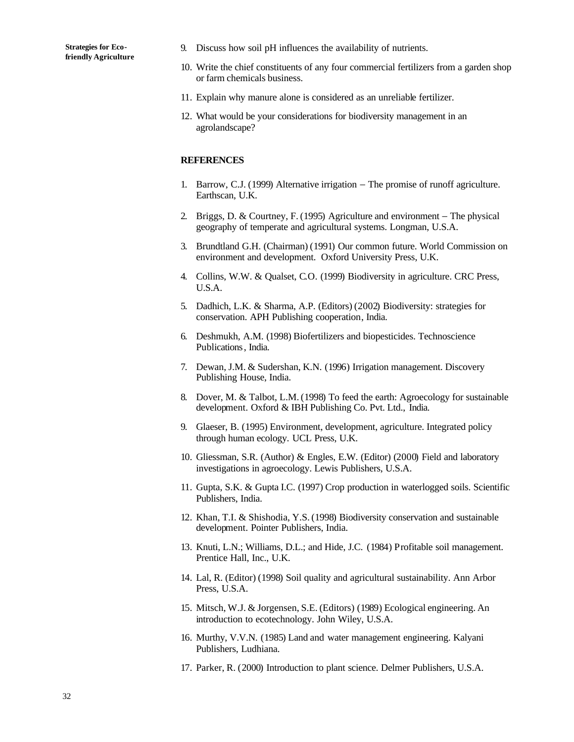9. Discuss how soil pH influences the availability of nutrients.
10. Write the chief constituents of any four commercial fertilizers from a garden shop or farm chemicals business.
11. Explain why manure alone is considered as an unreliable fertilizer.
12. What would be your considerations for biodiversity management in an agrolandscape?

## REFERENCES

1. Barrow, C.J. (1999) Alternative irrigation – The promise of runoff agriculture. Earthscan, U.K.
2. Briggs, D. & Courtney, F. (1995) Agriculture and environment – The physical geography of temperate and agricultural systems. Longman, U.S.A.
3. Brundtland G.H. (Chairman) (1991) Our common future. World Commission on environment and development. Oxford University Press, U.K.
4. Collins, W.W. & Qualset, C.O. (1999) Biodiversity in agriculture. CRC Press, U.S.A.
5. Dadhich, L.K. & Sharma, A.P. (Editors) (2002) Biodiversity: strategies for conservation. APH Publishing cooperation, India.
6. Deshmukh, A.M. (1998) Biofertilizers and biopesticides. Technoscience Publications, India.
7. Dewan, J.M. & Sudershan, K.N. (1996) Irrigation management. Discovery Publishing House, India.
8. Dover, M. & Talbot, L.M. (1998) To feed the earth: Agroecology for sustainable development. Oxford & IBH Publishing Co. Pvt. Ltd., India.
9. Glaeser, B. (1995) Environment, development, agriculture. Integrated policy through human ecology. UCL Press, U.K.
10. Gliessman, S.R. (Author) & Engles, E.W. (Editor) (2000) Field and laboratory investigations in agroecology. Lewis Publishers, U.S.A.
11. Gupta, S.K. & Gupta I.C. (1997) Crop production in waterlogged soils. Scientific Publishers, India.
12. Khan, T.I. & Shishodia, Y.S. (1998) Biodiversity conservation and sustainable development. Pointer Publishers, India.
13. Knuti, L.N.; Williams, D.L.; and Hide, J.C. (1984) Profitable soil management. Prentice Hall, Inc., U.K.
14. Lal, R. (Editor) (1998) Soil quality and agricultural sustainability. Ann Arbor Press, U.S.A.
15. Mitsch, W.J. & Jorgensen, S.E. (Editors) (1989) Ecological engineering. An introduction to ecotechnology. John Wiley, U.S.A.
16. Murthy, V.V.N. (1985) Land and water management engineering. Kalyani Publishers, Ludhiana.
17. Parker, R. (2000) Introduction to plant science. Delmer Publishers, U.S.A.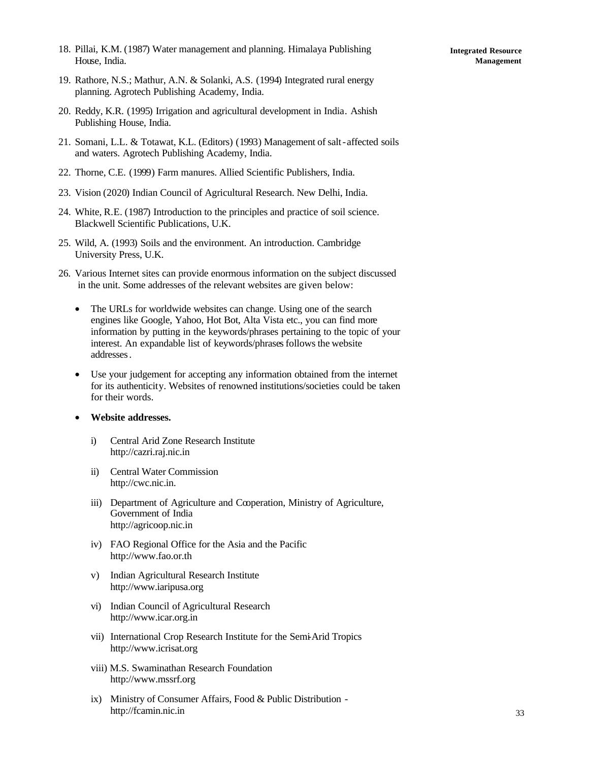18. Pillai, K.M. (1987) Water management and planning. Himalaya Publishing House, India.

19. Rathore, N.S.; Mathur, A.N. & Solanki, A.S. (1994) Integrated rural energy planning. Agrotech Publishing Academy, India.

20. Reddy, K.R. (1995) Irrigation and agricultural development in India. Ashish Publishing House, India.

21. Somani, L.L. & Totawat, K.L. (Editors) (1993) Management of salt-affected soils and waters. Agrotech Publishing Academy, India.

22. Thorne, C.E. (1999) Farm manures. Allied Scientific Publishers, India.

23. Vision (2020) Indian Council of Agricultural Research. New Delhi, India.

24. White, R.E. (1987) Introduction to the principles and practice of soil science. Blackwell Scientific Publications, U.K.

25. Wild, A. (1993) Soils and the environment. An introduction. Cambridge University Press, U.K.

26. Various Internet sites can provide enormous information on the subject discussed in the unit. Some addresses of the relevant websites are given below:

    - The URLs for worldwide websites can change. Using one of the search engines like Google, Yahoo, Hot Bot, Alta Vista etc., you can find more information by putting in the keywords/phrases pertaining to the topic of your interest. An expandable list of keywords/phrases follows the website addresses.

    - Use your judgement for accepting any information obtained from the internet for its authenticity. Websites of renowned institutions/societies could be taken for their words.

    - **Website addresses.**

        i) Central Arid Zone Research Institute
        http://cazri.raj.nic.in

        ii) Central Water Commission
        http://cwc.nic.in.

        iii) Department of Agriculture and Cooperation, Ministry of Agriculture, Government of India
        http://agricoop.nic.in

        iv) FAO Regional Office for the Asia and the Pacific
        http://www.fao.or.th

        v) Indian Agricultural Research Institute
        http://www.iaripusa.org

        vi) Indian Council of Agricultural Research
        http://www.icar.org.in

        vii) International Crop Research Institute for the Semi-Arid Tropics
        http://www.icrisat.org

        viii) M.S. Swaminathan Research Foundation
        http://www.mssrf.org

        ix) Ministry of Consumer Affairs, Food & Public Distribution - http://fcamin.nic.in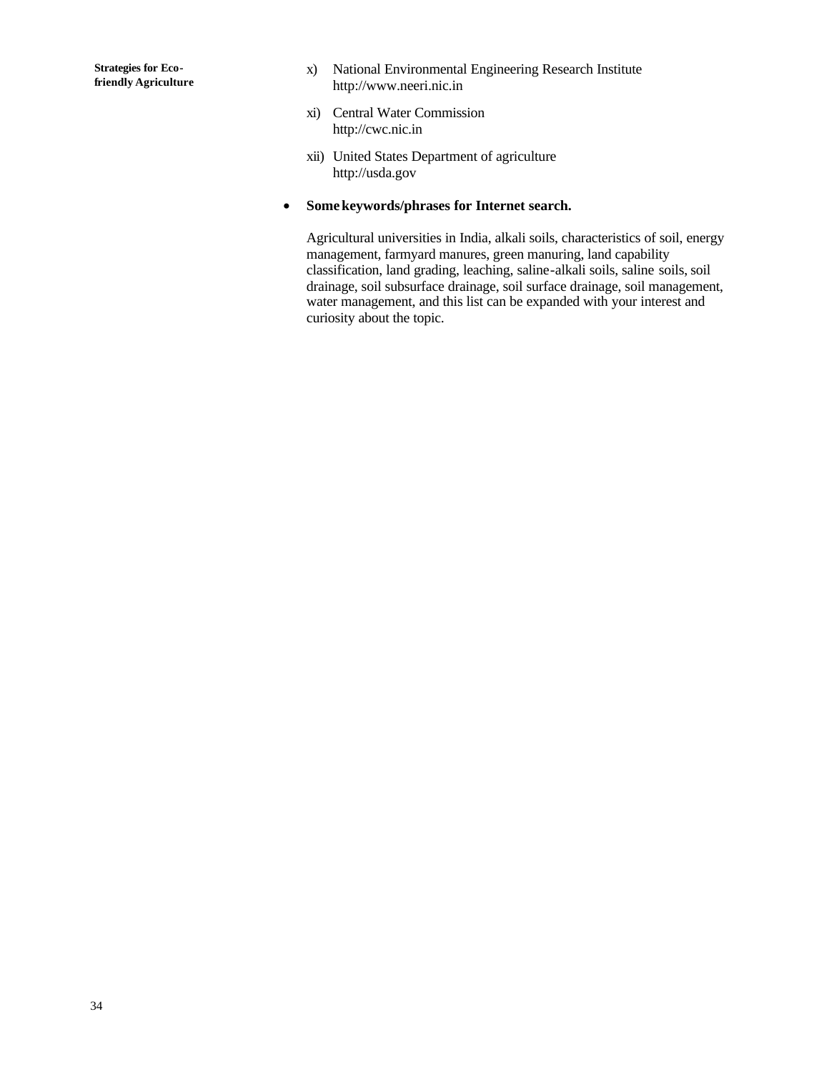x) National Environmental Engineering Research Institute
   http://www.neeri.nic.in

xi) Central Water Commission
   http://cwc.nic.in

xii) United States Department of agriculture
   http://usda.gov

- **Some keywords/phrases for Internet search.**

  Agricultural universities in India, alkali soils, characteristics of soil, energy management, farmyard manures, green manuring, land capability classification, land grading, leaching, saline-alkali soils, saline soils, soil drainage, soil subsurface drainage, soil surface drainage, soil management, water management, and this list can be expanded with your interest and curiosity about the topic.